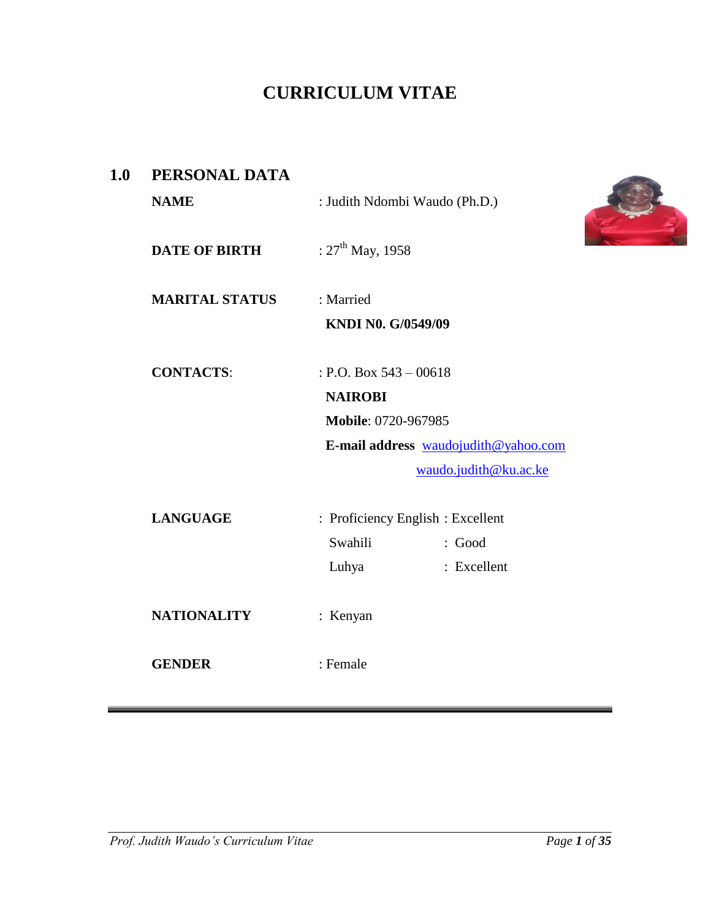# CURRICULUM VITAE

## 1.0 PERSONAL DATA

**NAME** : Judith Ndombi Waudo (Ph.D.)

**DATE OF BIRTH** : 27th May, 1958

**MARITAL STATUS** : Married

**KNDI N0. G/0549/09**

**CONTACTS**: : P.O. Box 543 – 00618

**NAIROBI**

**Mobile**: 0720-967985

**E-mail address** waudojudith@yahoo.com

waudo.judith@ku.ac.ke

**LANGUAGE** : Proficiency English : Excellent

Swahili : Good

Luhya : Excellent

**NATIONALITY** : Kenyan

**GENDER** : Female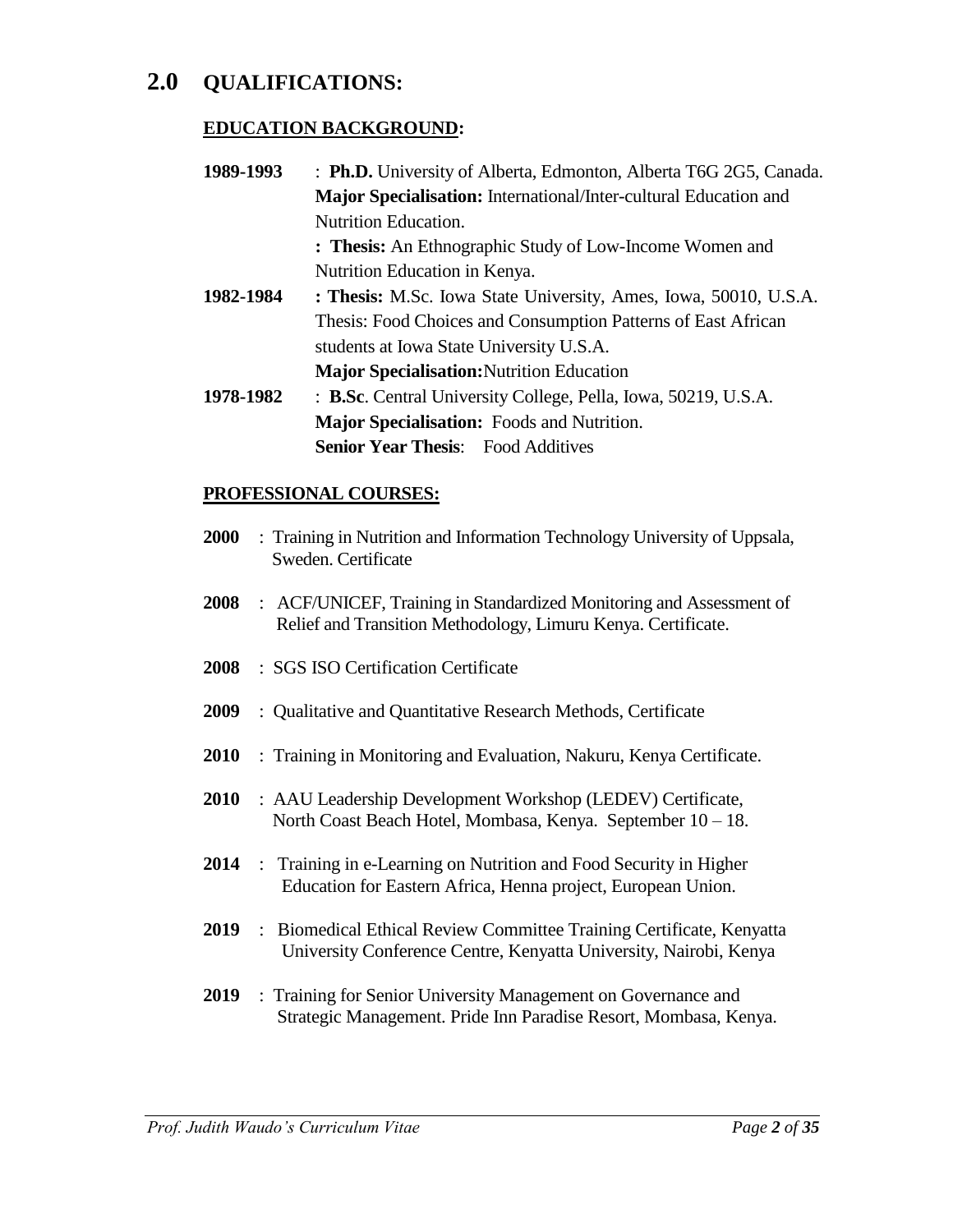## 2.0 QUALIFICATIONS:

### EDUCATION BACKGROUND:

**1989-1993** : **Ph.D.** University of Alberta, Edmonton, Alberta T6G 2G5, Canada.
**Major Specialisation:** International/Inter-cultural Education and Nutrition Education.
**: Thesis:** An Ethnographic Study of Low-Income Women and Nutrition Education in Kenya.

**1982-1984** **: Thesis:** M.Sc. Iowa State University, Ames, Iowa, 50010, U.S.A.
Thesis: Food Choices and Consumption Patterns of East African students at Iowa State University U.S.A.
**Major Specialisation:** Nutrition Education

**1978-1982** : **B.Sc**. Central University College, Pella, Iowa, 50219, U.S.A.
**Major Specialisation:** Foods and Nutrition.
**Senior Year Thesis**: Food Additives

### PROFESSIONAL COURSES:

**2000** : Training in Nutrition and Information Technology University of Uppsala, Sweden. Certificate

**2008** : ACF/UNICEF, Training in Standardized Monitoring and Assessment of Relief and Transition Methodology, Limuru Kenya. Certificate.

**2008** : SGS ISO Certification Certificate

**2009** : Qualitative and Quantitative Research Methods, Certificate

**2010** : Training in Monitoring and Evaluation, Nakuru, Kenya Certificate.

**2010** : AAU Leadership Development Workshop (LEDEV) Certificate, North Coast Beach Hotel, Mombasa, Kenya. September 10 – 18.

**2014** : Training in e-Learning on Nutrition and Food Security in Higher Education for Eastern Africa, Henna project, European Union.

**2019** : Biomedical Ethical Review Committee Training Certificate, Kenyatta University Conference Centre, Kenyatta University, Nairobi, Kenya

**2019** : Training for Senior University Management on Governance and Strategic Management. Pride Inn Paradise Resort, Mombasa, Kenya.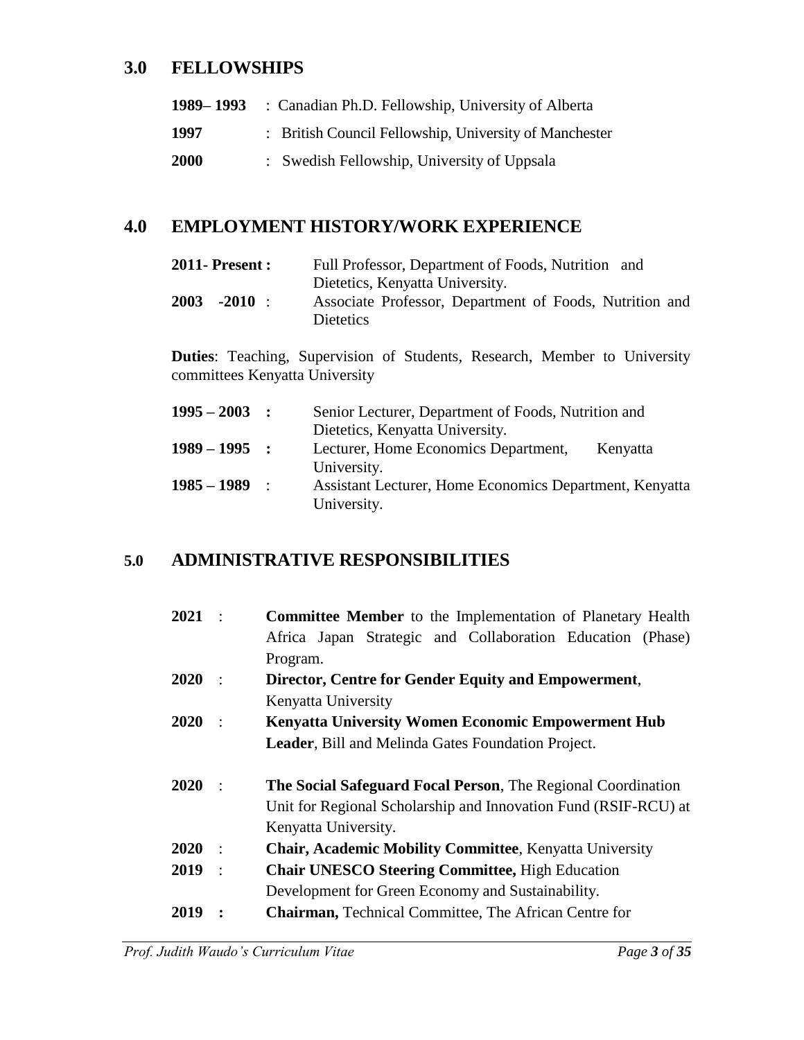## 3.0 FELLOWSHIPS

**1989– 1993** : Canadian Ph.D. Fellowship, University of Alberta

**1997** : British Council Fellowship, University of Manchester

**2000** : Swedish Fellowship, University of Uppsala

## 4.0 EMPLOYMENT HISTORY/WORK EXPERIENCE

**2011- Present :** Full Professor, Department of Foods, Nutrition and Dietetics, Kenyatta University.

**2003 -2010** : Associate Professor, Department of Foods, Nutrition and Dietetics

**Duties**: Teaching, Supervision of Students, Research, Member to University committees Kenyatta University

**1995 – 2003 :** Senior Lecturer, Department of Foods, Nutrition and Dietetics, Kenyatta University.

**1989 – 1995 :** Lecturer, Home Economics Department, Kenyatta University.

**1985 – 1989** : Assistant Lecturer, Home Economics Department, Kenyatta University.

## 5.0 ADMINISTRATIVE RESPONSIBILITIES

**2021** : **Committee Member** to the Implementation of Planetary Health Africa Japan Strategic and Collaboration Education (Phase) Program.

**2020** : **Director, Centre for Gender Equity and Empowerment**, Kenyatta University

**2020** : **Kenyatta University Women Economic Empowerment Hub Leader**, Bill and Melinda Gates Foundation Project.

**2020** : **The Social Safeguard Focal Person**, The Regional Coordination Unit for Regional Scholarship and Innovation Fund (RSIF-RCU) at Kenyatta University.

**2020** : **Chair, Academic Mobility Committee**, Kenyatta University

**2019** : **Chair UNESCO Steering Committee,** High Education Development for Green Economy and Sustainability.

**2019 :** **Chairman,** Technical Committee, The African Centre for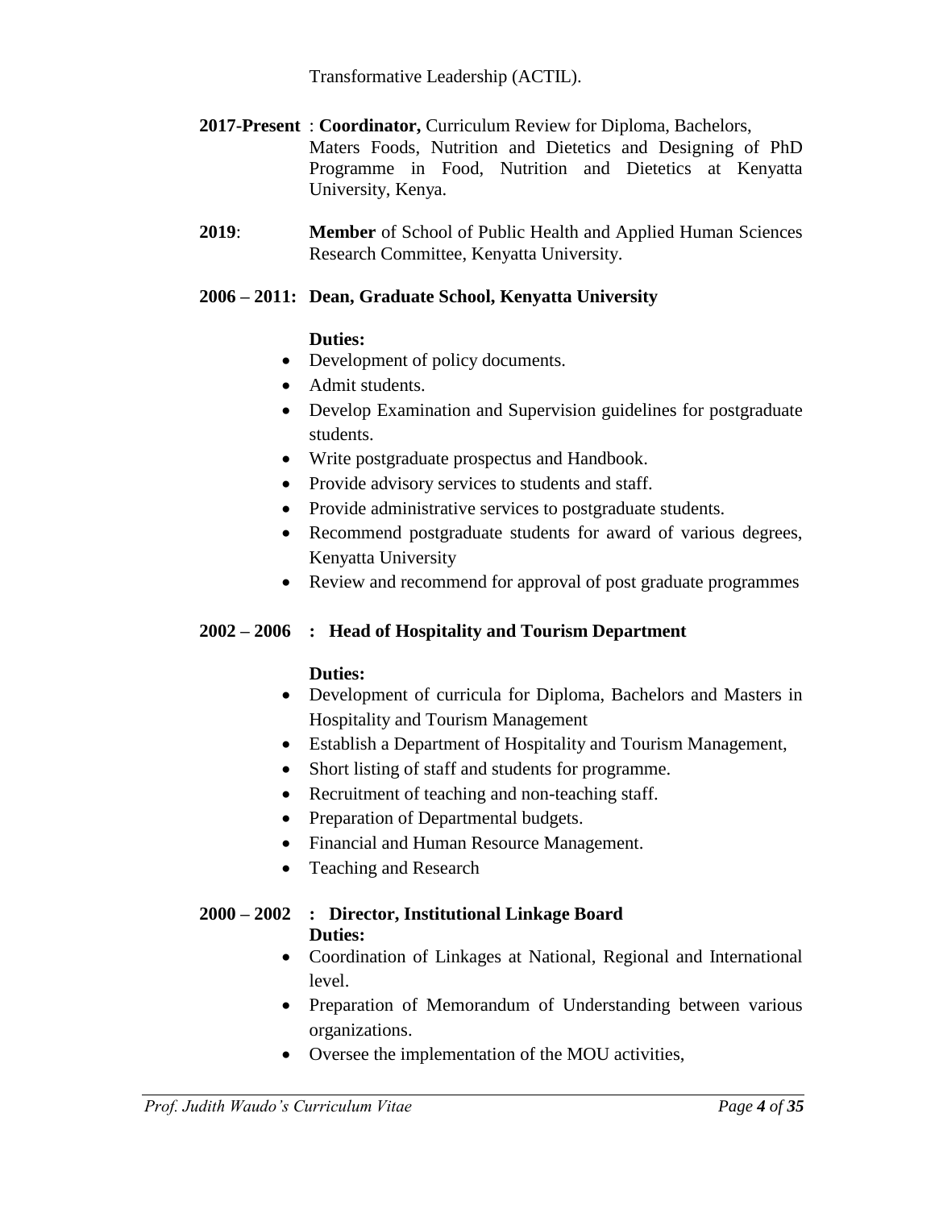Transformative Leadership (ACTIL).

**2017-Present** : **Coordinator,** Curriculum Review for Diploma, Bachelors, Maters Foods, Nutrition and Dietetics and Designing of PhD Programme in Food, Nutrition and Dietetics at Kenyatta University, Kenya.

**2019**: **Member** of School of Public Health and Applied Human Sciences Research Committee, Kenyatta University.

**2006 – 2011: Dean, Graduate School, Kenyatta University**

**Duties:**

- Development of policy documents.
- Admit students.
- Develop Examination and Supervision guidelines for postgraduate students.
- Write postgraduate prospectus and Handbook.
- Provide advisory services to students and staff.
- Provide administrative services to postgraduate students.
- Recommend postgraduate students for award of various degrees, Kenyatta University
- Review and recommend for approval of post graduate programmes

**2002 – 2006 : Head of Hospitality and Tourism Department**

**Duties:**

- Development of curricula for Diploma, Bachelors and Masters in Hospitality and Tourism Management
- Establish a Department of Hospitality and Tourism Management,
- Short listing of staff and students for programme.
- Recruitment of teaching and non-teaching staff.
- Preparation of Departmental budgets.
- Financial and Human Resource Management.
- Teaching and Research

**2000 – 2002 : Director, Institutional Linkage Board**

**Duties:**

- Coordination of Linkages at National, Regional and International level.
- Preparation of Memorandum of Understanding between various organizations.
- Oversee the implementation of the MOU activities,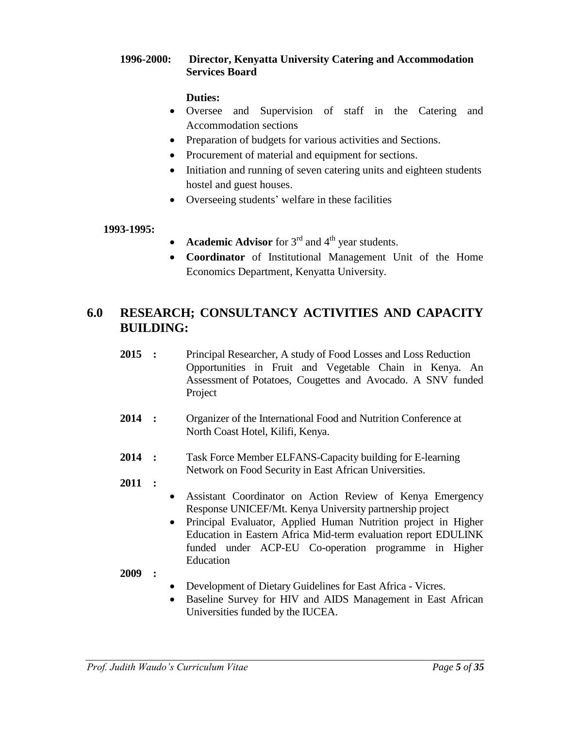**1996-2000: Director, Kenyatta University Catering and Accommodation Services Board**

**Duties:**

- Oversee and Supervision of staff in the Catering and Accommodation sections
- Preparation of budgets for various activities and Sections.
- Procurement of material and equipment for sections.
- Initiation and running of seven catering units and eighteen students hostel and guest houses.
- Overseeing students' welfare in these facilities

**1993-1995:**

- **Academic Advisor** for 3rd and 4th year students.
- **Coordinator** of Institutional Management Unit of the Home Economics Department, Kenyatta University.

## 6.0 RESEARCH; CONSULTANCY ACTIVITIES AND CAPACITY BUILDING:

**2015 :** Principal Researcher, A study of Food Losses and Loss Reduction Opportunities in Fruit and Vegetable Chain in Kenya. An Assessment of Potatoes, Cougettes and Avocado. A SNV funded Project

**2014 :** Organizer of the International Food and Nutrition Conference at North Coast Hotel, Kilifi, Kenya.

**2014 :** Task Force Member ELFANS-Capacity building for E-learning Network on Food Security in East African Universities.

**2011 :**

- Assistant Coordinator on Action Review of Kenya Emergency Response UNICEF/Mt. Kenya University partnership project
- Principal Evaluator, Applied Human Nutrition project in Higher Education in Eastern Africa Mid-term evaluation report EDULINK funded under ACP-EU Co-operation programme in Higher Education

**2009 :**

- Development of Dietary Guidelines for East Africa - Vicres.
- Baseline Survey for HIV and AIDS Management in East African Universities funded by the IUCEA.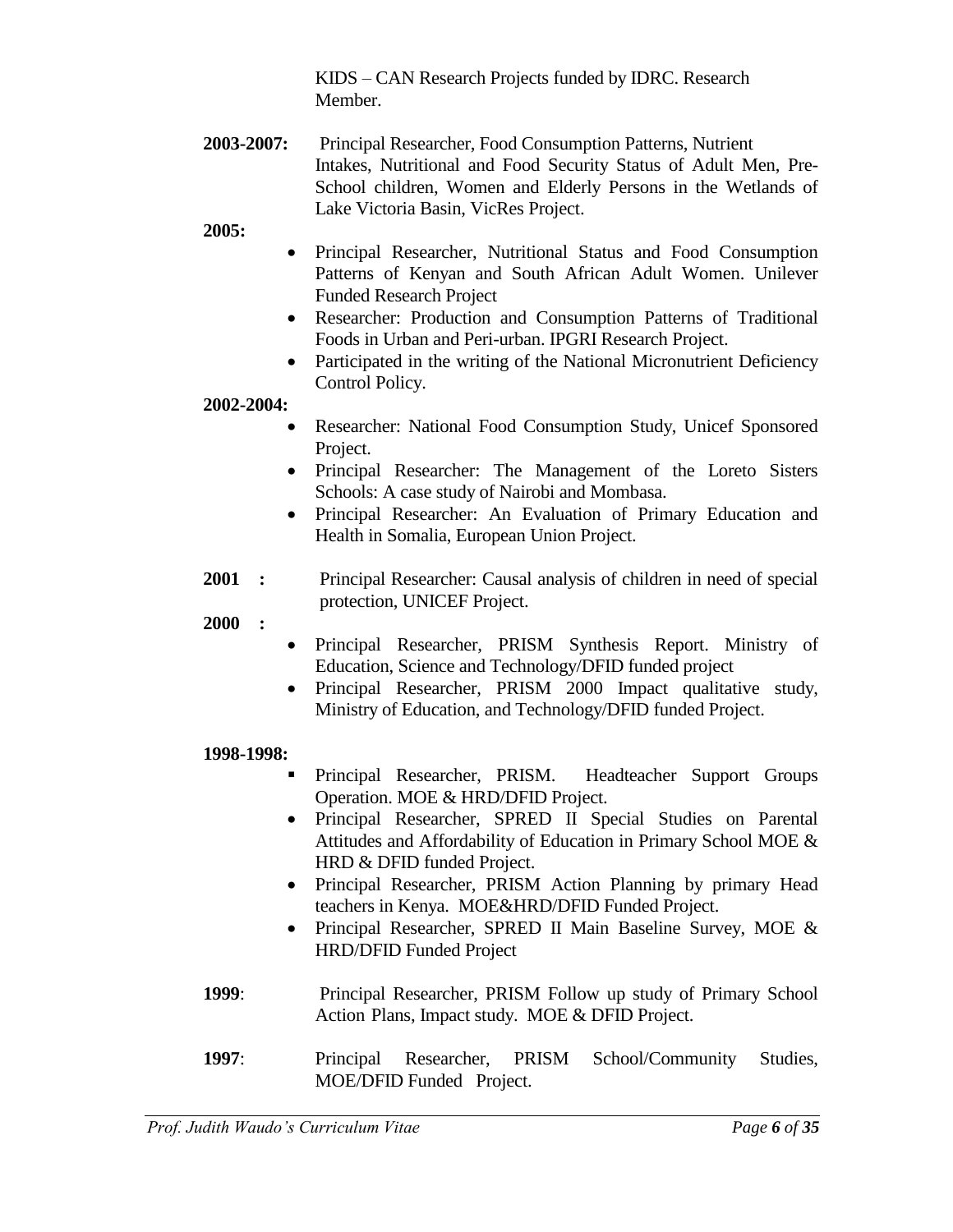KIDS – CAN Research Projects funded by IDRC. Research Member.

**2003-2007:** Principal Researcher, Food Consumption Patterns, Nutrient Intakes, Nutritional and Food Security Status of Adult Men, Pre-School children, Women and Elderly Persons in the Wetlands of Lake Victoria Basin, VicRes Project.

**2005:**

- Principal Researcher, Nutritional Status and Food Consumption Patterns of Kenyan and South African Adult Women. Unilever Funded Research Project
- Researcher: Production and Consumption Patterns of Traditional Foods in Urban and Peri-urban. IPGRI Research Project.
- Participated in the writing of the National Micronutrient Deficiency Control Policy.

**2002-2004:**

- Researcher: National Food Consumption Study, Unicef Sponsored Project.
- Principal Researcher: The Management of the Loreto Sisters Schools: A case study of Nairobi and Mombasa.
- Principal Researcher: An Evaluation of Primary Education and Health in Somalia, European Union Project.

**2001 :** Principal Researcher: Causal analysis of children in need of special protection, UNICEF Project.

**2000 :**

- Principal Researcher, PRISM Synthesis Report. Ministry of Education, Science and Technology/DFID funded project
- Principal Researcher, PRISM 2000 Impact qualitative study, Ministry of Education, and Technology/DFID funded Project.

**1998-1998:**

- Principal Researcher, PRISM. Headteacher Support Groups Operation. MOE & HRD/DFID Project.
- Principal Researcher, SPRED II Special Studies on Parental Attitudes and Affordability of Education in Primary School MOE & HRD & DFID funded Project.
- Principal Researcher, PRISM Action Planning by primary Head teachers in Kenya. MOE&HRD/DFID Funded Project.
- Principal Researcher, SPRED II Main Baseline Survey, MOE & HRD/DFID Funded Project

**1999**: Principal Researcher, PRISM Follow up study of Primary School Action Plans, Impact study. MOE & DFID Project.

**1997**: Principal Researcher, PRISM School/Community Studies, MOE/DFID Funded Project.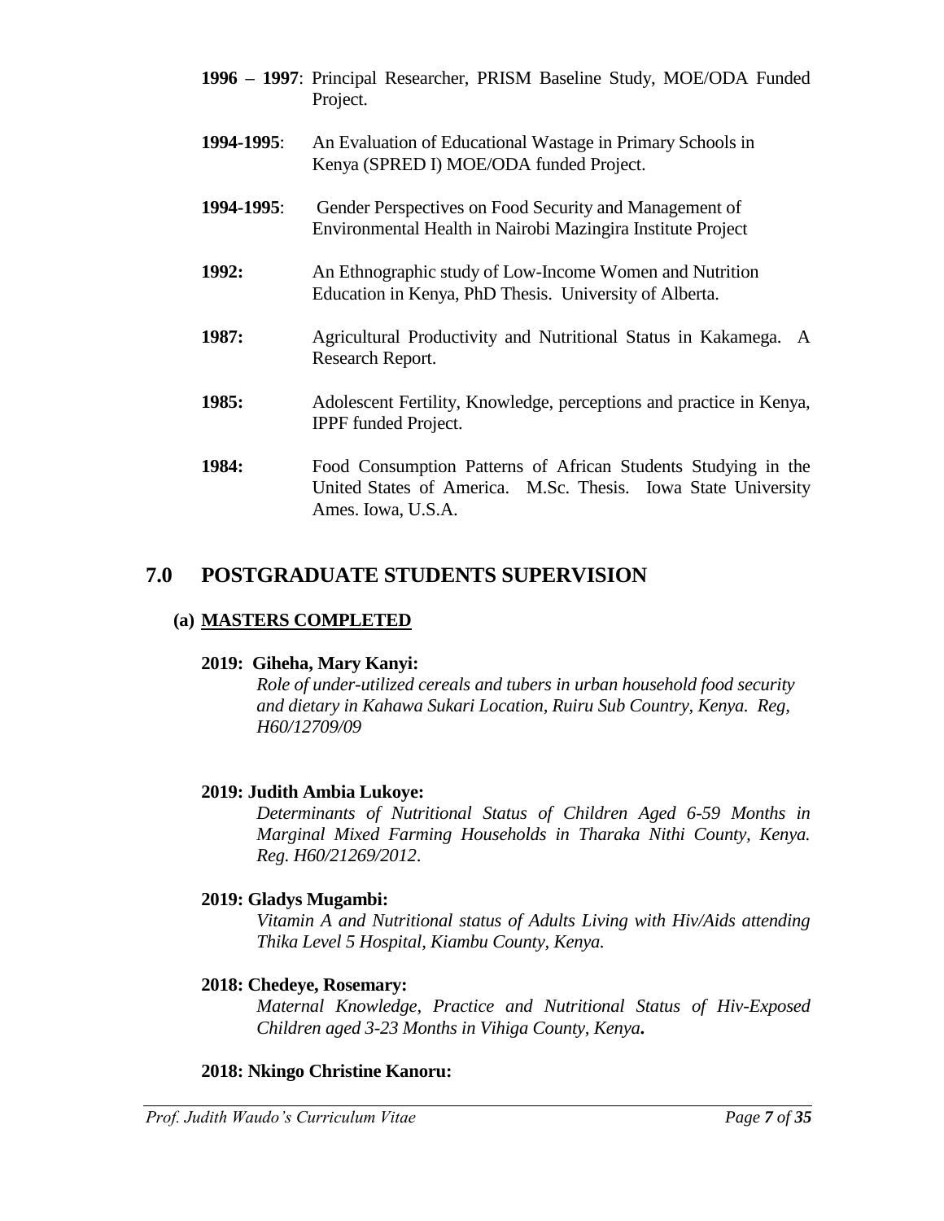**1996 – 1997**: Principal Researcher, PRISM Baseline Study, MOE/ODA Funded Project.

**1994-1995**: An Evaluation of Educational Wastage in Primary Schools in Kenya (SPRED I) MOE/ODA funded Project.

**1994-1995**: Gender Perspectives on Food Security and Management of Environmental Health in Nairobi Mazingira Institute Project

**1992:** An Ethnographic study of Low-Income Women and Nutrition Education in Kenya, PhD Thesis. University of Alberta.

**1987:** Agricultural Productivity and Nutritional Status in Kakamega. A Research Report.

**1985:** Adolescent Fertility, Knowledge, perceptions and practice in Kenya, IPPF funded Project.

**1984:** Food Consumption Patterns of African Students Studying in the United States of America. M.Sc. Thesis. Iowa State University Ames. Iowa, U.S.A.

## 7.0 POSTGRADUATE STUDENTS SUPERVISION

### (a) MASTERS COMPLETED

**2019: Giheha, Mary Kanyi:**

*Role of under-utilized cereals and tubers in urban household food security and dietary in Kahawa Sukari Location, Ruiru Sub Country, Kenya. Reg, H60/12709/09*

**2019: Judith Ambia Lukoye:**

*Determinants of Nutritional Status of Children Aged 6-59 Months in Marginal Mixed Farming Households in Tharaka Nithi County, Kenya. Reg. H60/21269/2012*.

**2019: Gladys Mugambi:**

*Vitamin A and Nutritional status of Adults Living with Hiv/Aids attending Thika Level 5 Hospital, Kiambu County, Kenya.*

**2018: Chedeye, Rosemary:**

*Maternal Knowledge, Practice and Nutritional Status of Hiv-Exposed Children aged 3-23 Months in Vihiga County, Kenya***.**

**2018: Nkingo Christine Kanoru:**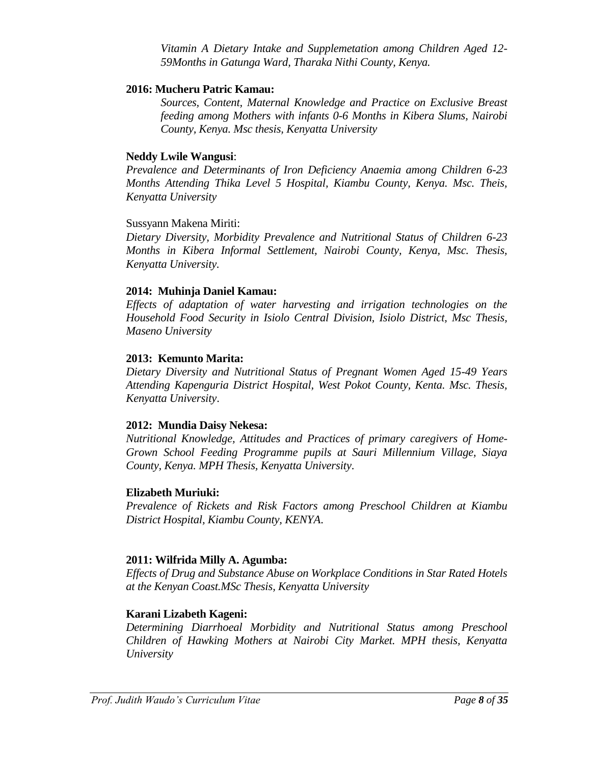*Vitamin A Dietary Intake and Supplemetation among Children Aged 12-59Months in Gatunga Ward, Tharaka Nithi County, Kenya.*

**2016: Mucheru Patric Kamau:**

*Sources, Content, Maternal Knowledge and Practice on Exclusive Breast feeding among Mothers with infants 0-6 Months in Kibera Slums, Nairobi County, Kenya. Msc thesis, Kenyatta University*

**Neddy Lwile Wangusi**:

*Prevalence and Determinants of Iron Deficiency Anaemia among Children 6-23 Months Attending Thika Level 5 Hospital, Kiambu County, Kenya. Msc. Theis, Kenyatta University*

Sussyann Makena Miriti:

*Dietary Diversity, Morbidity Prevalence and Nutritional Status of Children 6-23 Months in Kibera Informal Settlement, Nairobi County, Kenya, Msc. Thesis, Kenyatta University.*

**2014: Muhinja Daniel Kamau:**

*Effects of adaptation of water harvesting and irrigation technologies on the Household Food Security in Isiolo Central Division, Isiolo District, Msc Thesis, Maseno University*

**2013: Kemunto Marita:**

*Dietary Diversity and Nutritional Status of Pregnant Women Aged 15-49 Years Attending Kapenguria District Hospital, West Pokot County, Kenta. Msc. Thesis, Kenyatta University.*

**2012: Mundia Daisy Nekesa:**

*Nutritional Knowledge, Attitudes and Practices of primary caregivers of Home-Grown School Feeding Programme pupils at Sauri Millennium Village, Siaya County, Kenya. MPH Thesis, Kenyatta University.*

**Elizabeth Muriuki:**

*Prevalence of Rickets and Risk Factors among Preschool Children at Kiambu District Hospital, Kiambu County, KENYA.*

**2011: Wilfrida Milly A. Agumba:**

*Effects of Drug and Substance Abuse on Workplace Conditions in Star Rated Hotels at the Kenyan Coast.MSc Thesis, Kenyatta University*

**Karani Lizabeth Kageni:**

*Determining Diarrhoeal Morbidity and Nutritional Status among Preschool Children of Hawking Mothers at Nairobi City Market. MPH thesis, Kenyatta University*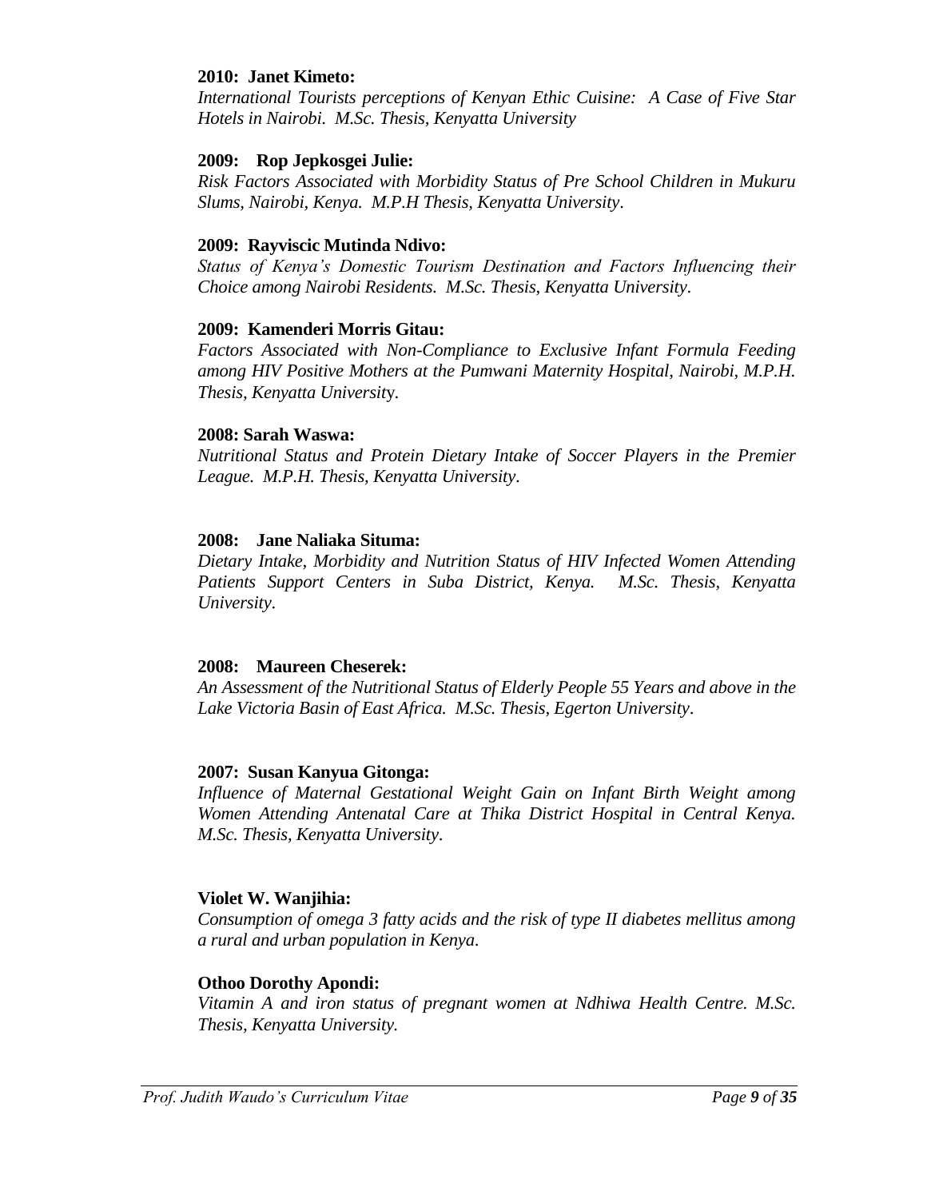**2010: Janet Kimeto:**
*International Tourists perceptions of Kenyan Ethic Cuisine: A Case of Five Star Hotels in Nairobi. M.Sc. Thesis, Kenyatta University*

**2009: Rop Jepkosgei Julie:**
*Risk Factors Associated with Morbidity Status of Pre School Children in Mukuru Slums, Nairobi, Kenya. M.P.H Thesis, Kenyatta University*.

**2009: Rayviscic Mutinda Ndivo:**
*Status of Kenya's Domestic Tourism Destination and Factors Influencing their Choice among Nairobi Residents. M.Sc. Thesis, Kenyatta University*.

**2009: Kamenderi Morris Gitau:**
*Factors Associated with Non-Compliance to Exclusive Infant Formula Feeding among HIV Positive Mothers at the Pumwani Maternity Hospital, Nairobi, M.P.H. Thesis, Kenyatta University.*

**2008: Sarah Waswa:**
*Nutritional Status and Protein Dietary Intake of Soccer Players in the Premier League. M.P.H. Thesis, Kenyatta University*.

**2008: Jane Naliaka Situma:**
*Dietary Intake, Morbidity and Nutrition Status of HIV Infected Women Attending Patients Support Centers in Suba District, Kenya. M.Sc. Thesis, Kenyatta University*.

**2008: Maureen Cheserek:**
*An Assessment of the Nutritional Status of Elderly People 55 Years and above in the Lake Victoria Basin of East Africa. M.Sc. Thesis, Egerton University*.

**2007: Susan Kanyua Gitonga:**
*Influence of Maternal Gestational Weight Gain on Infant Birth Weight among Women Attending Antenatal Care at Thika District Hospital in Central Kenya. M.Sc. Thesis, Kenyatta University*.

**Violet W. Wanjihia:**
*Consumption of omega 3 fatty acids and the risk of type II diabetes mellitus among a rural and urban population in Kenya*.

**Othoo Dorothy Apondi:**
*Vitamin A and iron status of pregnant women at Ndhiwa Health Centre. M.Sc. Thesis, Kenyatta University.*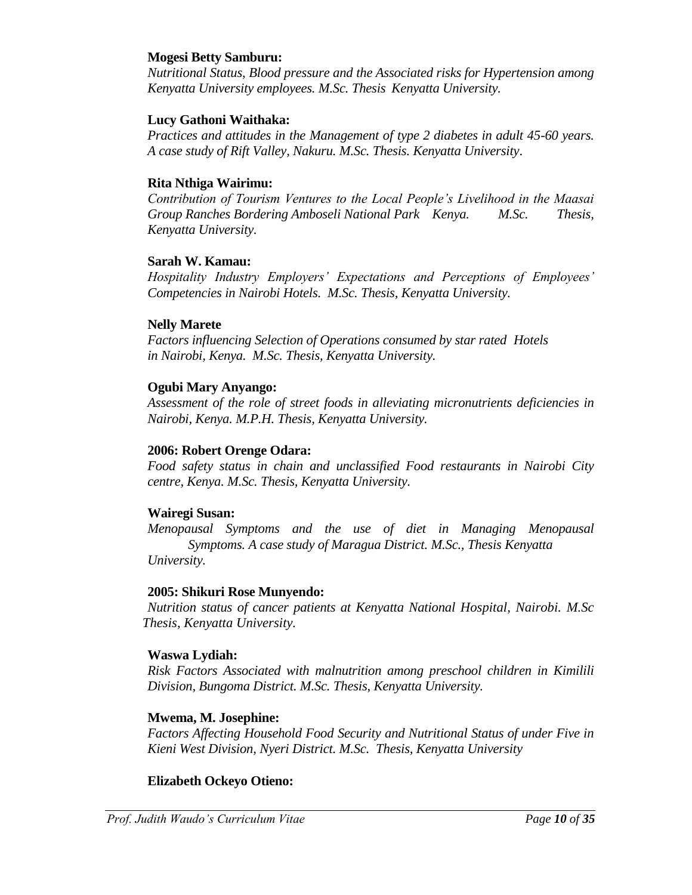**Mogesi Betty Samburu:**
*Nutritional Status, Blood pressure and the Associated risks for Hypertension among Kenyatta University employees. M.Sc. Thesis Kenyatta University.*

**Lucy Gathoni Waithaka:**
*Practices and attitudes in the Management of type 2 diabetes in adult 45-60 years. A case study of Rift Valley, Nakuru. M.Sc. Thesis. Kenyatta University.*

**Rita Nthiga Wairimu:**
*Contribution of Tourism Ventures to the Local People's Livelihood in the Maasai Group Ranches Bordering Amboseli National Park Kenya. M.Sc. Thesis, Kenyatta University.*

**Sarah W. Kamau:**
*Hospitality Industry Employers' Expectations and Perceptions of Employees' Competencies in Nairobi Hotels. M.Sc. Thesis, Kenyatta University.*

**Nelly Marete**
*Factors influencing Selection of Operations consumed by star rated Hotels in Nairobi, Kenya. M.Sc. Thesis, Kenyatta University.*

**Ogubi Mary Anyango:**
*Assessment of the role of street foods in alleviating micronutrients deficiencies in Nairobi, Kenya. M.P.H. Thesis, Kenyatta University.*

**2006: Robert Orenge Odara:**
*Food safety status in chain and unclassified Food restaurants in Nairobi City centre, Kenya. M.Sc. Thesis, Kenyatta University.*

**Wairegi Susan:**
*Menopausal Symptoms and the use of diet in Managing Menopausal Symptoms. A case study of Maragua District. M.Sc., Thesis Kenyatta University.*

**2005: Shikuri Rose Munyendo:**
*Nutrition status of cancer patients at Kenyatta National Hospital, Nairobi. M.Sc Thesis, Kenyatta University.*

**Waswa Lydiah:**
*Risk Factors Associated with malnutrition among preschool children in Kimilili Division, Bungoma District. M.Sc. Thesis, Kenyatta University.*

**Mwema, M. Josephine:**
*Factors Affecting Household Food Security and Nutritional Status of under Five in Kieni West Division, Nyeri District. M.Sc. Thesis, Kenyatta University*

**Elizabeth Ockeyo Otieno:**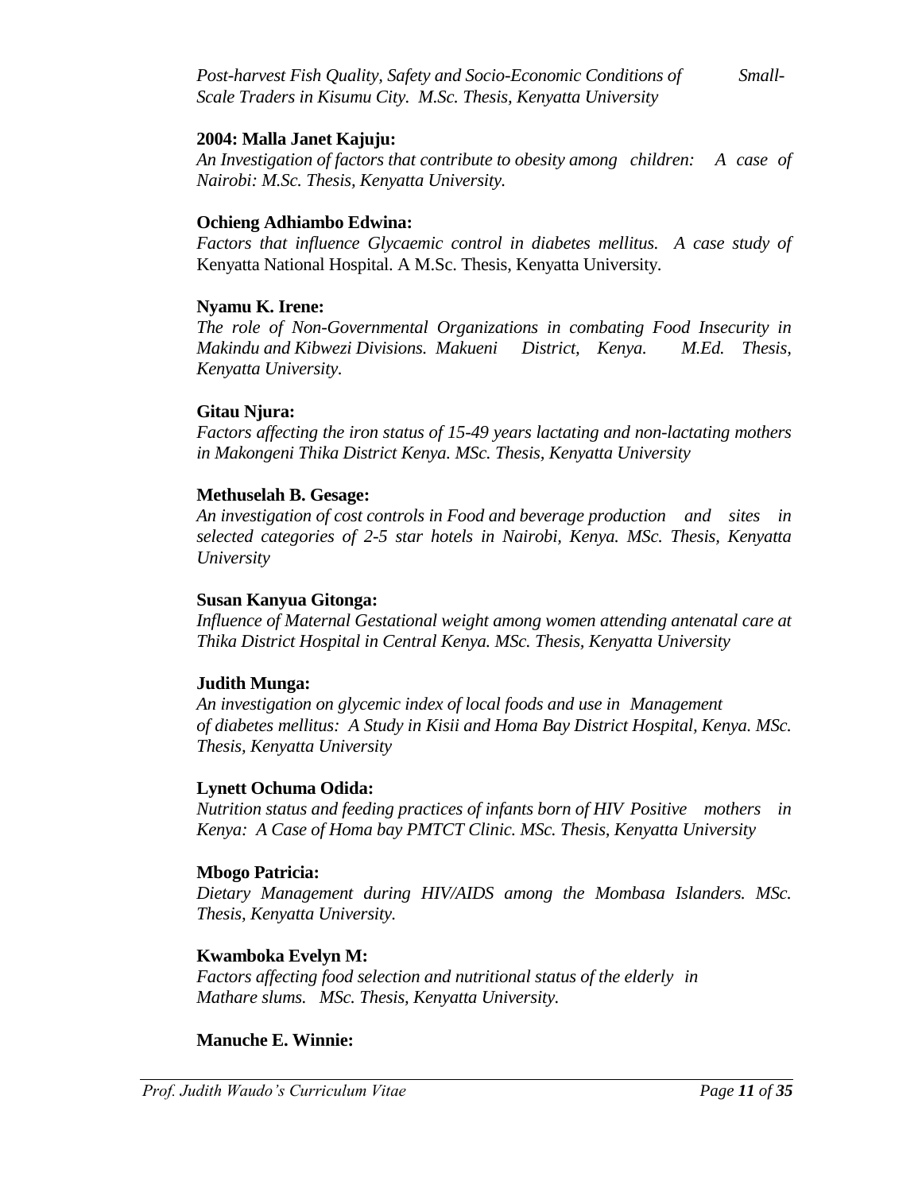*Post-harvest Fish Quality, Safety and Socio-Economic Conditions of Small-Scale Traders in Kisumu City. M.Sc. Thesis, Kenyatta University*

**2004: Malla Janet Kajuju:**
*An Investigation of factors that contribute to obesity among children: A case of Nairobi: M.Sc. Thesis, Kenyatta University.*

**Ochieng Adhiambo Edwina:**
*Factors that influence Glycaemic control in diabetes mellitus. A case study of* Kenyatta National Hospital. A M.Sc. Thesis, Kenyatta University.

**Nyamu K. Irene:**
*The role of Non-Governmental Organizations in combating Food Insecurity in Makindu and Kibwezi Divisions. Makueni District, Kenya. M.Ed. Thesis, Kenyatta University.*

**Gitau Njura:**
*Factors affecting the iron status of 15-49 years lactating and non-lactating mothers in Makongeni Thika District Kenya. MSc. Thesis, Kenyatta University*

**Methuselah B. Gesage:**
*An investigation of cost controls in Food and beverage production and sites in selected categories of 2-5 star hotels in Nairobi, Kenya. MSc. Thesis, Kenyatta University*

**Susan Kanyua Gitonga:**
*Influence of Maternal Gestational weight among women attending antenatal care at Thika District Hospital in Central Kenya. MSc. Thesis, Kenyatta University*

**Judith Munga:**
*An investigation on glycemic index of local foods and use in Management of diabetes mellitus: A Study in Kisii and Homa Bay District Hospital, Kenya. MSc. Thesis, Kenyatta University*

**Lynett Ochuma Odida:**
*Nutrition status and feeding practices of infants born of HIV Positive mothers in Kenya: A Case of Homa bay PMTCT Clinic. MSc. Thesis, Kenyatta University*

**Mbogo Patricia:**
*Dietary Management during HIV/AIDS among the Mombasa Islanders. MSc. Thesis, Kenyatta University.*

**Kwamboka Evelyn M:**
*Factors affecting food selection and nutritional status of the elderly in Mathare slums. MSc. Thesis, Kenyatta University.*

**Manuche E. Winnie:**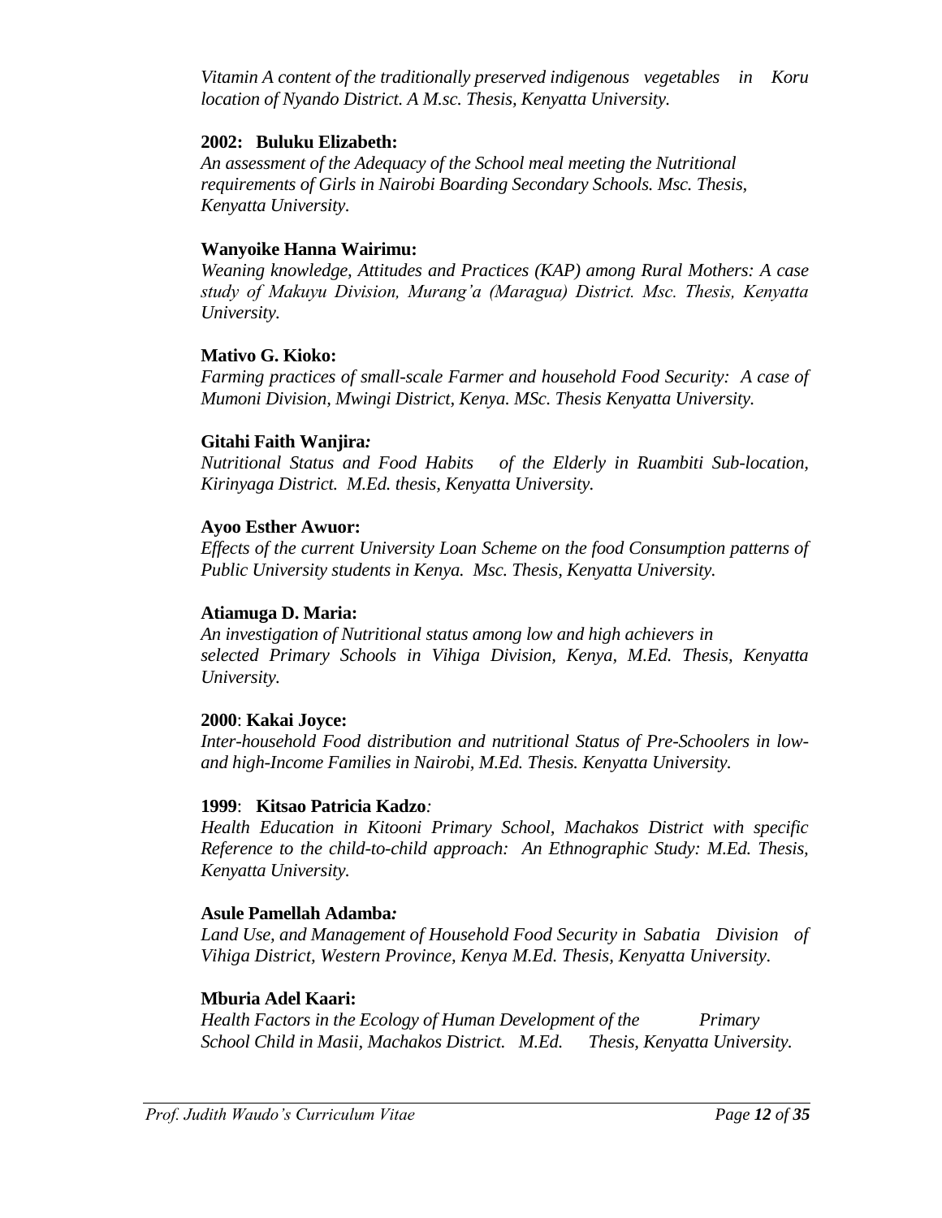*Vitamin A content of the traditionally preserved indigenous vegetables in Koru location of Nyando District. A M.sc. Thesis, Kenyatta University.*

**2002: Buluku Elizabeth:**
*An assessment of the Adequacy of the School meal meeting the Nutritional requirements of Girls in Nairobi Boarding Secondary Schools. Msc. Thesis, Kenyatta University.*

**Wanyoike Hanna Wairimu:**
*Weaning knowledge, Attitudes and Practices (KAP) among Rural Mothers: A case study of Makuyu Division, Murang'a (Maragua) District. Msc. Thesis, Kenyatta University.*

**Mativo G. Kioko:**
*Farming practices of small-scale Farmer and household Food Security: A case of Mumoni Division, Mwingi District, Kenya. MSc. Thesis Kenyatta University.*

**Gitahi Faith Wanjira:**
*Nutritional Status and Food Habits of the Elderly in Ruambiti Sub-location, Kirinyaga District. M.Ed. thesis, Kenyatta University.*

**Ayoo Esther Awuor:**
*Effects of the current University Loan Scheme on the food Consumption patterns of Public University students in Kenya. Msc. Thesis, Kenyatta University.*

**Atiamuga D. Maria:**
*An investigation of Nutritional status among low and high achievers in selected Primary Schools in Vihiga Division, Kenya, M.Ed. Thesis, Kenyatta University.*

**2000**: **Kakai Joyce:**
*Inter-household Food distribution and nutritional Status of Pre-Schoolers in low- and high-Income Families in Nairobi, M.Ed. Thesis. Kenyatta University.*

**1999**: **Kitsao Patricia Kadzo***:*
*Health Education in Kitooni Primary School, Machakos District with specific Reference to the child-to-child approach: An Ethnographic Study: M.Ed. Thesis, Kenyatta University.*

**Asule Pamellah Adamba***:*
*Land Use, and Management of Household Food Security in Sabatia Division of Vihiga District, Western Province, Kenya M.Ed. Thesis, Kenyatta University.*

**Mburia Adel Kaari:**
*Health Factors in the Ecology of Human Development of the Primary School Child in Masii, Machakos District. M.Ed. Thesis, Kenyatta University.*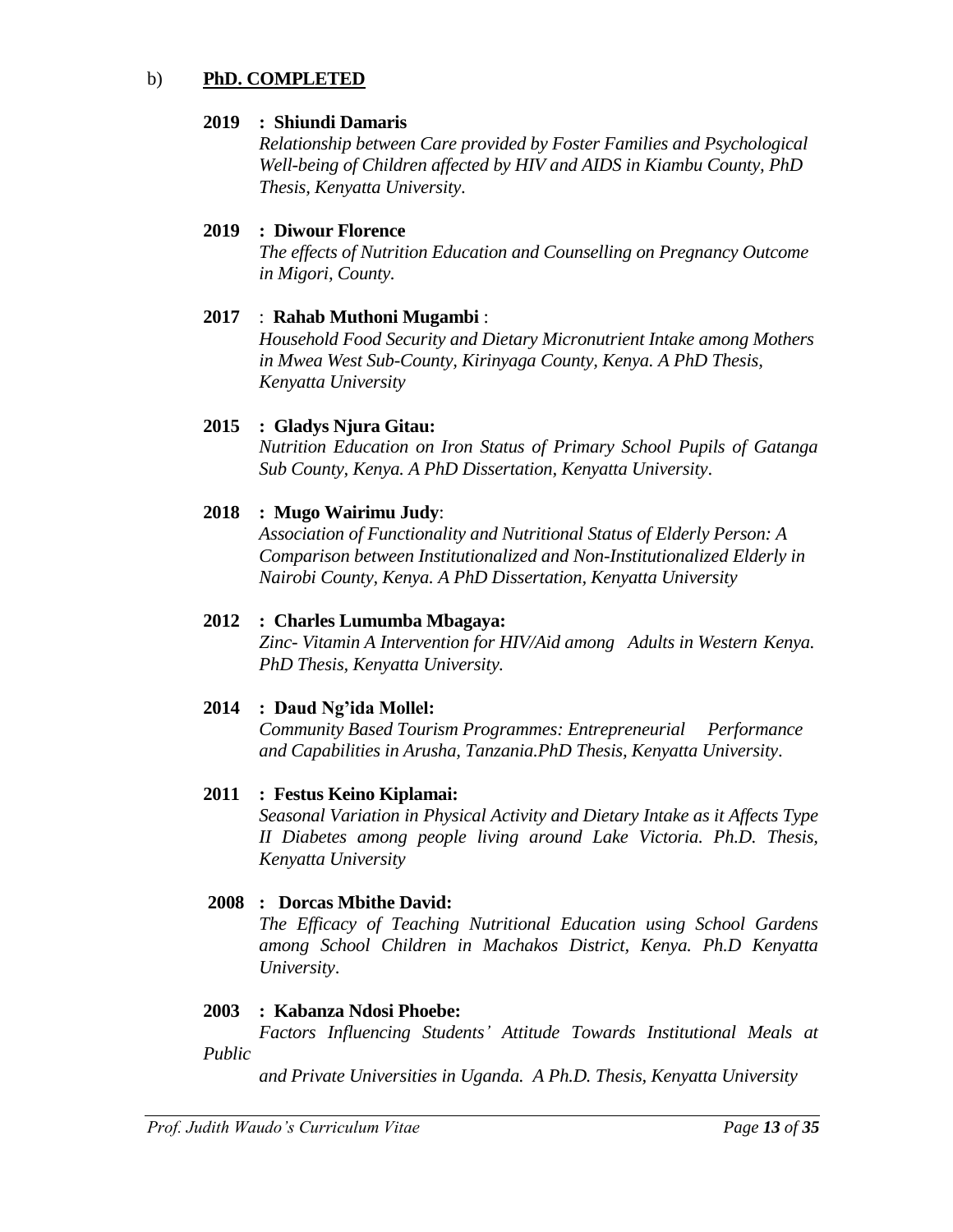b) **PhD. COMPLETED**

**2019 : Shiundi Damaris**
*Relationship between Care provided by Foster Families and Psychological Well-being of Children affected by HIV and AIDS in Kiambu County, PhD Thesis, Kenyatta University*.

**2019 : Diwour Florence**
*The effects of Nutrition Education and Counselling on Pregnancy Outcome in Migori, County.*

**2017** : **Rahab Muthoni Mugambi** :
*Household Food Security and Dietary Micronutrient Intake among Mothers in Mwea West Sub-County, Kirinyaga County, Kenya. A PhD Thesis, Kenyatta University*

**2015 : Gladys Njura Gitau:**
*Nutrition Education on Iron Status of Primary School Pupils of Gatanga Sub County, Kenya. A PhD Dissertation, Kenyatta University*.

**2018 : Mugo Wairimu Judy**:
*Association of Functionality and Nutritional Status of Elderly Person: A Comparison between Institutionalized and Non-Institutionalized Elderly in Nairobi County, Kenya. A PhD Dissertation, Kenyatta University*

**2012 : Charles Lumumba Mbagaya:**
*Zinc- Vitamin A Intervention for HIV/Aid among Adults in Western Kenya. PhD Thesis, Kenyatta University.*

**2014 : Daud Ng'ida Mollel:**
*Community Based Tourism Programmes: Entrepreneurial Performance and Capabilities in Arusha, Tanzania.PhD Thesis, Kenyatta University*.

**2011 : Festus Keino Kiplamai:**
*Seasonal Variation in Physical Activity and Dietary Intake as it Affects Type II Diabetes among people living around Lake Victoria. Ph.D. Thesis, Kenyatta University*

**2008 : Dorcas Mbithe David:**
*The Efficacy of Teaching Nutritional Education using School Gardens among School Children in Machakos District, Kenya. Ph.D Kenyatta University*.

**2003 : Kabanza Ndosi Phoebe:**
*Factors Influencing Students' Attitude Towards Institutional Meals at Public and Private Universities in Uganda. A Ph.D. Thesis, Kenyatta University*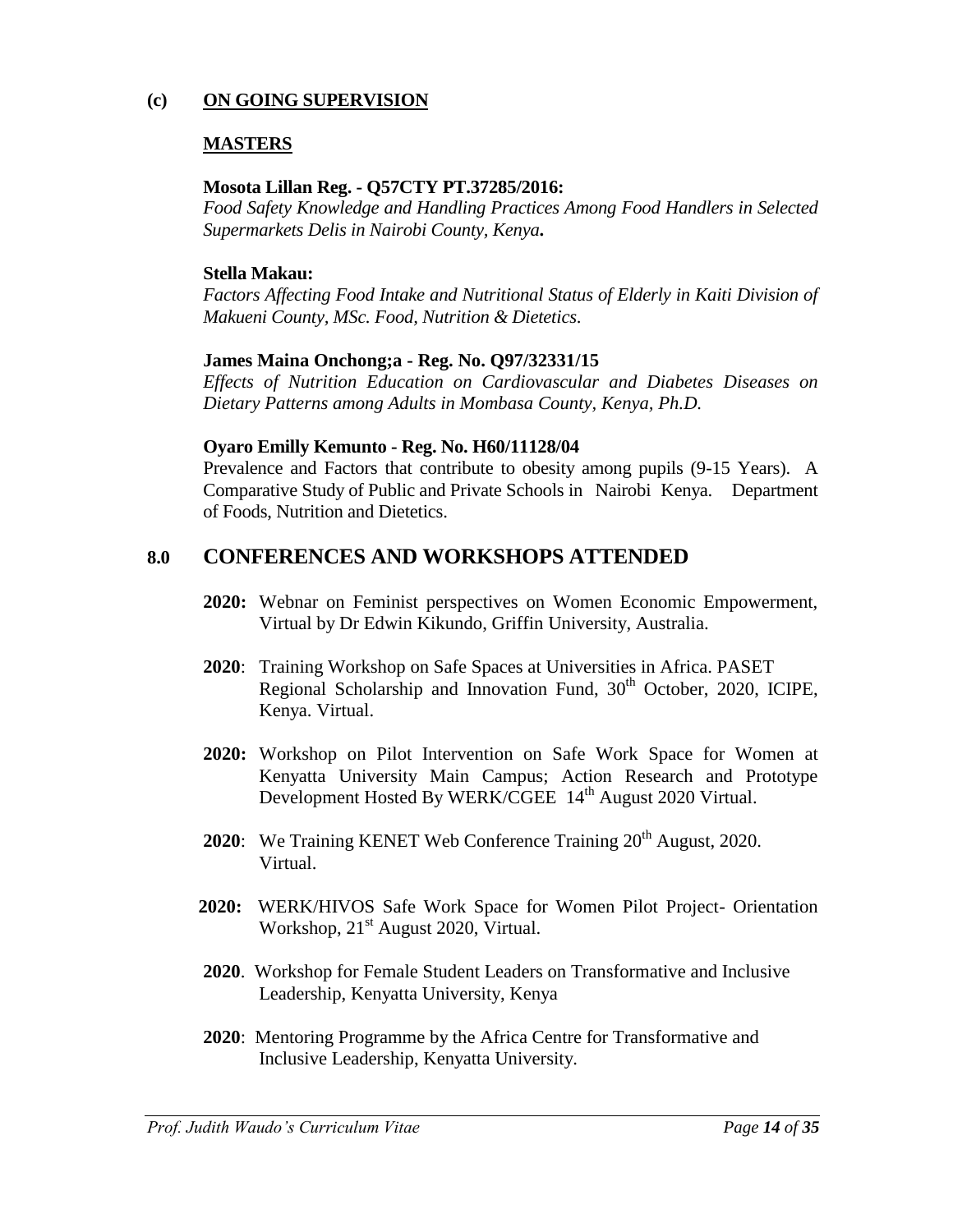## (c) ON GOING SUPERVISION

### MASTERS

**Mosota Lillan Reg. - Q57CTY PT.37285/2016:**
*Food Safety Knowledge and Handling Practices Among Food Handlers in Selected Supermarkets Delis in Nairobi County, Kenya.*

**Stella Makau:**
*Factors Affecting Food Intake and Nutritional Status of Elderly in Kaiti Division of Makueni County, MSc. Food, Nutrition & Dietetics.*

**James Maina Onchong;a - Reg. No. Q97/32331/15**
*Effects of Nutrition Education on Cardiovascular and Diabetes Diseases on Dietary Patterns among Adults in Mombasa County, Kenya, Ph.D.*

**Oyaro Emilly Kemunto - Reg. No. H60/11128/04**
Prevalence and Factors that contribute to obesity among pupils (9-15 Years). A Comparative Study of Public and Private Schools in Nairobi Kenya. Department of Foods, Nutrition and Dietetics.

# 8.0 CONFERENCES AND WORKSHOPS ATTENDED

- **2020:** Webnar on Feminist perspectives on Women Economic Empowerment, Virtual by Dr Edwin Kikundo, Griffin University, Australia.
- **2020**: Training Workshop on Safe Spaces at Universities in Africa. PASET Regional Scholarship and Innovation Fund, 30th October, 2020, ICIPE, Kenya. Virtual.
- **2020:** Workshop on Pilot Intervention on Safe Work Space for Women at Kenyatta University Main Campus; Action Research and Prototype Development Hosted By WERK/CGEE 14th August 2020 Virtual.
- **2020**: We Training KENET Web Conference Training 20th August, 2020. Virtual.
- **2020:** WERK/HIVOS Safe Work Space for Women Pilot Project- Orientation Workshop, 21st August 2020, Virtual.
- **2020**. Workshop for Female Student Leaders on Transformative and Inclusive Leadership, Kenyatta University, Kenya
- **2020**: Mentoring Programme by the Africa Centre for Transformative and Inclusive Leadership, Kenyatta University.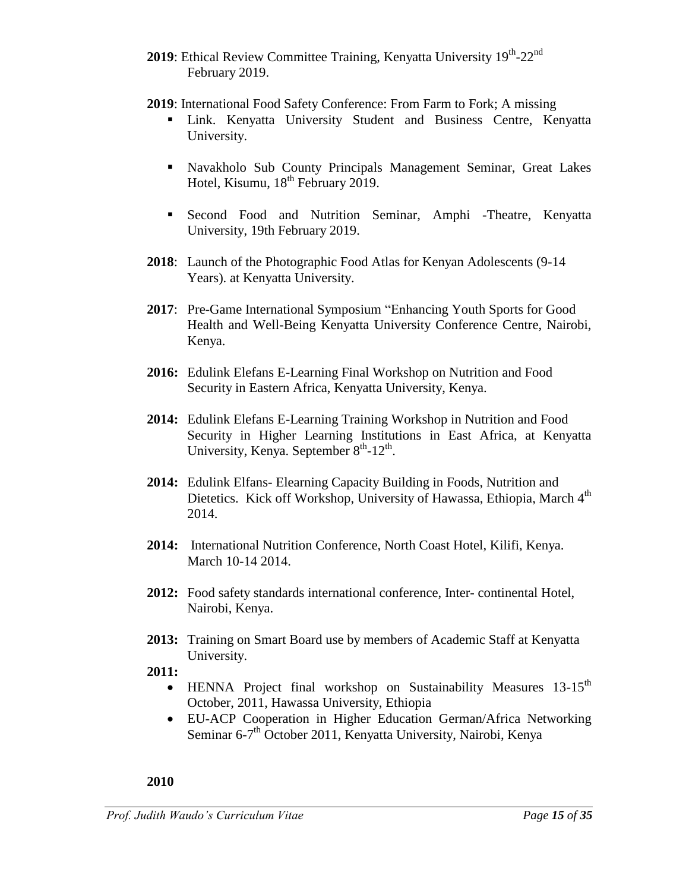**2019**: Ethical Review Committee Training, Kenyatta University 19th-22nd February 2019.

**2019**: International Food Safety Conference: From Farm to Fork; A missing

- Link. Kenyatta University Student and Business Centre, Kenyatta University.
- Navakholo Sub County Principals Management Seminar, Great Lakes Hotel, Kisumu, 18th February 2019.
- Second Food and Nutrition Seminar, Amphi -Theatre, Kenyatta University, 19th February 2019.

**2018**: Launch of the Photographic Food Atlas for Kenyan Adolescents (9-14 Years). at Kenyatta University.

**2017**: Pre-Game International Symposium "Enhancing Youth Sports for Good Health and Well-Being Kenyatta University Conference Centre, Nairobi, Kenya.

**2016:** Edulink Elefans E-Learning Final Workshop on Nutrition and Food Security in Eastern Africa, Kenyatta University, Kenya.

**2014:** Edulink Elefans E-Learning Training Workshop in Nutrition and Food Security in Higher Learning Institutions in East Africa, at Kenyatta University, Kenya. September 8th-12th.

**2014:** Edulink Elfans- Elearning Capacity Building in Foods, Nutrition and Dietetics. Kick off Workshop, University of Hawassa, Ethiopia, March 4th 2014.

**2014:** International Nutrition Conference, North Coast Hotel, Kilifi, Kenya. March 10-14 2014.

**2012:** Food safety standards international conference, Inter- continental Hotel, Nairobi, Kenya.

**2013:** Training on Smart Board use by members of Academic Staff at Kenyatta University.

**2011:**

- HENNA Project final workshop on Sustainability Measures 13-15th October, 2011, Hawassa University, Ethiopia
- EU-ACP Cooperation in Higher Education German/Africa Networking Seminar 6-7th October 2011, Kenyatta University, Nairobi, Kenya

**2010**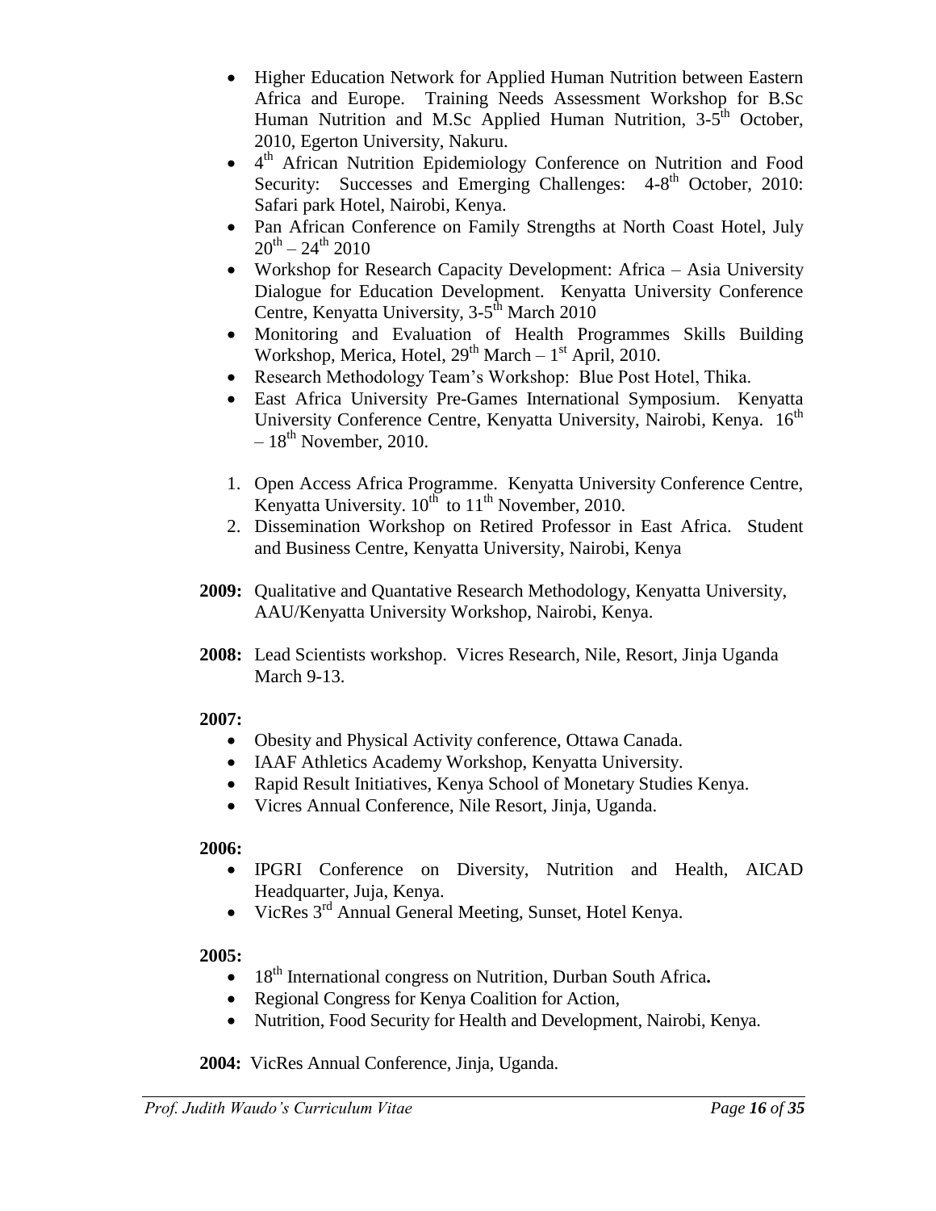- Higher Education Network for Applied Human Nutrition between Eastern Africa and Europe. Training Needs Assessment Workshop for B.Sc Human Nutrition and M.Sc Applied Human Nutrition, 3-5th October, 2010, Egerton University, Nakuru.
- 4th African Nutrition Epidemiology Conference on Nutrition and Food Security: Successes and Emerging Challenges: 4-8th October, 2010: Safari park Hotel, Nairobi, Kenya.
- Pan African Conference on Family Strengths at North Coast Hotel, July 20th – 24th 2010
- Workshop for Research Capacity Development: Africa – Asia University Dialogue for Education Development. Kenyatta University Conference Centre, Kenyatta University, 3-5th March 2010
- Monitoring and Evaluation of Health Programmes Skills Building Workshop, Merica, Hotel, 29th March – 1st April, 2010.
- Research Methodology Team's Workshop: Blue Post Hotel, Thika.
- East Africa University Pre-Games International Symposium. Kenyatta University Conference Centre, Kenyatta University, Nairobi, Kenya. 16th – 18th November, 2010.

1. Open Access Africa Programme. Kenyatta University Conference Centre, Kenyatta University. 10th to 11th November, 2010.
2. Dissemination Workshop on Retired Professor in East Africa. Student and Business Centre, Kenyatta University, Nairobi, Kenya

**2009:** Qualitative and Quantative Research Methodology, Kenyatta University, AAU/Kenyatta University Workshop, Nairobi, Kenya.

**2008:** Lead Scientists workshop. Vicres Research, Nile, Resort, Jinja Uganda March 9-13.

**2007:**

- Obesity and Physical Activity conference, Ottawa Canada.
- IAAF Athletics Academy Workshop, Kenyatta University.
- Rapid Result Initiatives, Kenya School of Monetary Studies Kenya.
- Vicres Annual Conference, Nile Resort, Jinja, Uganda.

**2006:**

- IPGRI Conference on Diversity, Nutrition and Health, AICAD Headquarter, Juja, Kenya.
- VicRes 3rd Annual General Meeting, Sunset, Hotel Kenya.

**2005:**

- 18th International congress on Nutrition, Durban South Africa**.**
- Regional Congress for Kenya Coalition for Action,
- Nutrition, Food Security for Health and Development, Nairobi, Kenya.

**2004:** VicRes Annual Conference, Jinja, Uganda.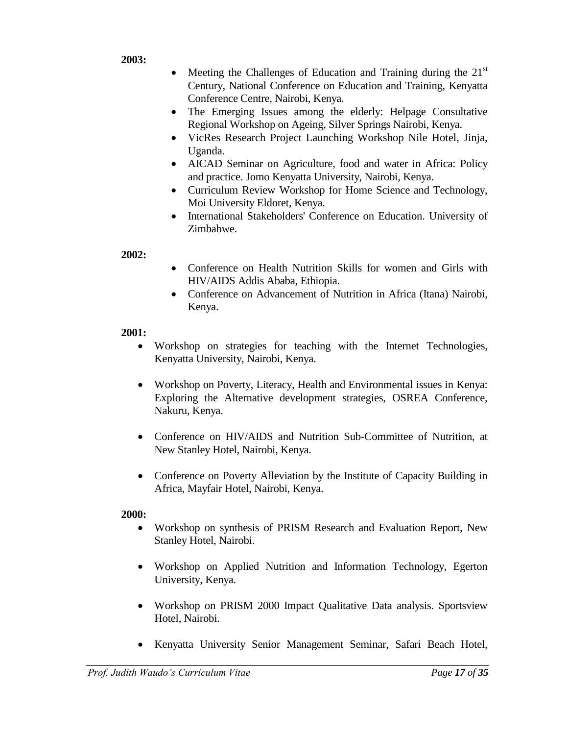**2003:**

- Meeting the Challenges of Education and Training during the 21st Century, National Conference on Education and Training, Kenyatta Conference Centre, Nairobi, Kenya.
- The Emerging Issues among the elderly: Helpage Consultative Regional Workshop on Ageing, Silver Springs Nairobi, Kenya.
- VicRes Research Project Launching Workshop Nile Hotel, Jinja, Uganda.
- AICAD Seminar on Agriculture, food and water in Africa: Policy and practice. Jomo Kenyatta University, Nairobi, Kenya.
- Curriculum Review Workshop for Home Science and Technology, Moi University Eldoret, Kenya.
- International Stakeholders' Conference on Education. University of Zimbabwe.

**2002:**

- Conference on Health Nutrition Skills for women and Girls with HIV/AIDS Addis Ababa, Ethiopia.
- Conference on Advancement of Nutrition in Africa (Itana) Nairobi, Kenya.

**2001:**

- Workshop on strategies for teaching with the Internet Technologies, Kenyatta University, Nairobi, Kenya.
- Workshop on Poverty, Literacy, Health and Environmental issues in Kenya: Exploring the Alternative development strategies, OSREA Conference, Nakuru, Kenya.
- Conference on HIV/AIDS and Nutrition Sub-Committee of Nutrition, at New Stanley Hotel, Nairobi, Kenya.
- Conference on Poverty Alleviation by the Institute of Capacity Building in Africa, Mayfair Hotel, Nairobi, Kenya.

**2000:**

- Workshop on synthesis of PRISM Research and Evaluation Report, New Stanley Hotel, Nairobi.
- Workshop on Applied Nutrition and Information Technology, Egerton University, Kenya.
- Workshop on PRISM 2000 Impact Qualitative Data analysis. Sportsview Hotel, Nairobi.
- Kenyatta University Senior Management Seminar, Safari Beach Hotel,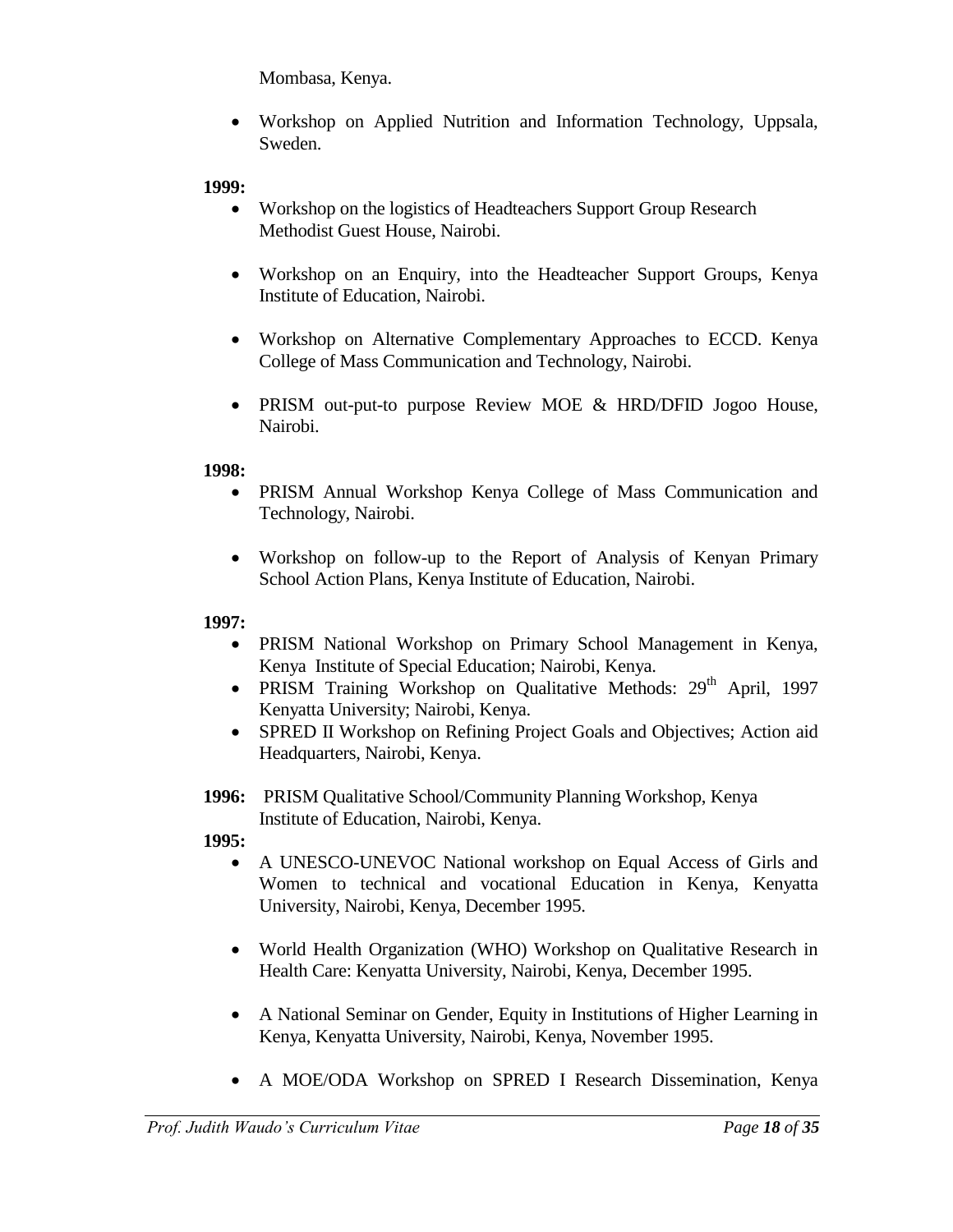Mombasa, Kenya.

- Workshop on Applied Nutrition and Information Technology, Uppsala, Sweden.

**1999:**

- Workshop on the logistics of Headteachers Support Group Research Methodist Guest House, Nairobi.
- Workshop on an Enquiry, into the Headteacher Support Groups, Kenya Institute of Education, Nairobi.
- Workshop on Alternative Complementary Approaches to ECCD. Kenya College of Mass Communication and Technology, Nairobi.
- PRISM out-put-to purpose Review MOE & HRD/DFID Jogoo House, Nairobi.

**1998:**

- PRISM Annual Workshop Kenya College of Mass Communication and Technology, Nairobi.
- Workshop on follow-up to the Report of Analysis of Kenyan Primary School Action Plans, Kenya Institute of Education, Nairobi.

**1997:**

- PRISM National Workshop on Primary School Management in Kenya, Kenya Institute of Special Education; Nairobi, Kenya.
- PRISM Training Workshop on Qualitative Methods: 29th April, 1997 Kenyatta University; Nairobi, Kenya.
- SPRED II Workshop on Refining Project Goals and Objectives; Action aid Headquarters, Nairobi, Kenya.

**1996:** PRISM Qualitative School/Community Planning Workshop, Kenya Institute of Education, Nairobi, Kenya.

**1995:**

- A UNESCO-UNEVOC National workshop on Equal Access of Girls and Women to technical and vocational Education in Kenya, Kenyatta University, Nairobi, Kenya, December 1995.
- World Health Organization (WHO) Workshop on Qualitative Research in Health Care: Kenyatta University, Nairobi, Kenya, December 1995.
- A National Seminar on Gender, Equity in Institutions of Higher Learning in Kenya, Kenyatta University, Nairobi, Kenya, November 1995.
- A MOE/ODA Workshop on SPRED I Research Dissemination, Kenya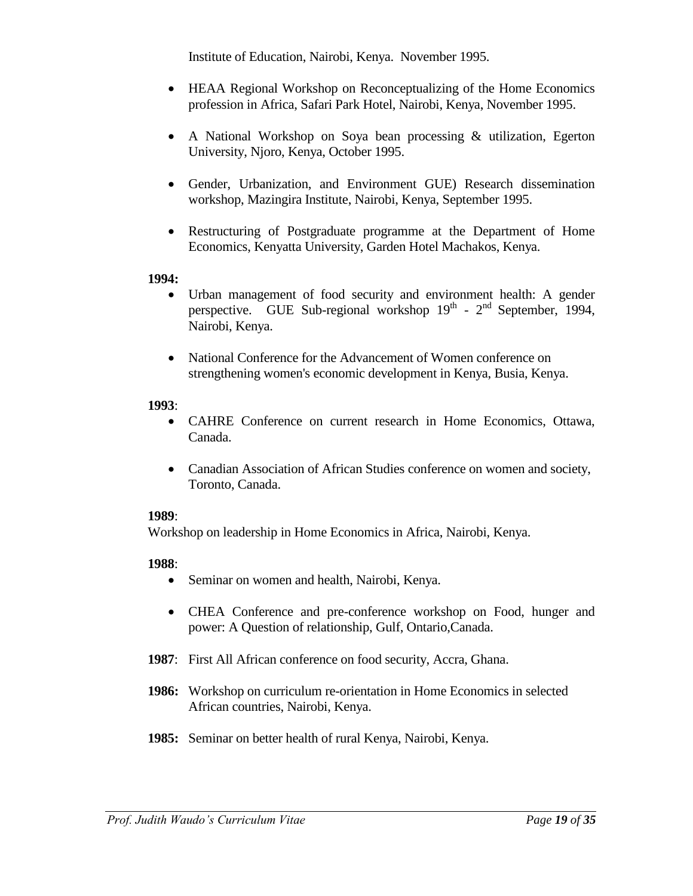Institute of Education, Nairobi, Kenya. November 1995.

- HEAA Regional Workshop on Reconceptualizing of the Home Economics profession in Africa, Safari Park Hotel, Nairobi, Kenya, November 1995.
- A National Workshop on Soya bean processing & utilization, Egerton University, Njoro, Kenya, October 1995.
- Gender, Urbanization, and Environment GUE) Research dissemination workshop, Mazingira Institute, Nairobi, Kenya, September 1995.
- Restructuring of Postgraduate programme at the Department of Home Economics, Kenyatta University, Garden Hotel Machakos, Kenya.

**1994:**

- Urban management of food security and environment health: A gender perspective. GUE Sub-regional workshop 19th - 2nd September, 1994, Nairobi, Kenya.
- National Conference for the Advancement of Women conference on strengthening women's economic development in Kenya, Busia, Kenya.

**1993**:

- CAHRE Conference on current research in Home Economics, Ottawa, Canada.
- Canadian Association of African Studies conference on women and society, Toronto, Canada.

**1989**:

Workshop on leadership in Home Economics in Africa, Nairobi, Kenya.

**1988**:

- Seminar on women and health, Nairobi, Kenya.
- CHEA Conference and pre-conference workshop on Food, hunger and power: A Question of relationship, Gulf, Ontario,Canada.

**1987**: First All African conference on food security, Accra, Ghana.

**1986:** Workshop on curriculum re-orientation in Home Economics in selected African countries, Nairobi, Kenya.

**1985:** Seminar on better health of rural Kenya, Nairobi, Kenya.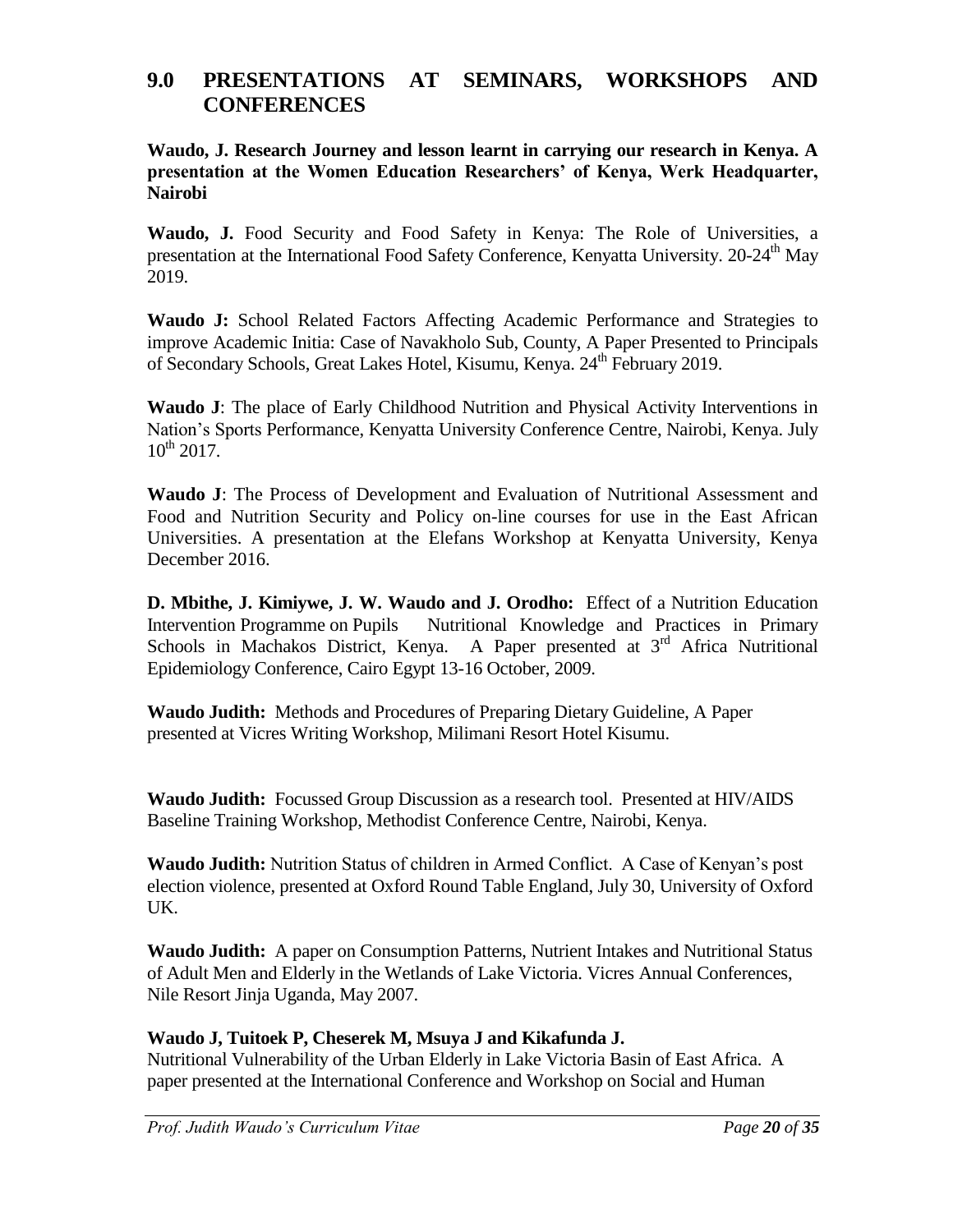## 9.0 PRESENTATIONS AT SEMINARS, WORKSHOPS AND CONFERENCES

**Waudo, J. Research Journey and lesson learnt in carrying our research in Kenya. A presentation at the Women Education Researchers' of Kenya, Werk Headquarter, Nairobi**

**Waudo, J.** Food Security and Food Safety in Kenya: The Role of Universities, a presentation at the International Food Safety Conference, Kenyatta University. 20-24th May 2019.

**Waudo J:** School Related Factors Affecting Academic Performance and Strategies to improve Academic Initia: Case of Navakholo Sub, County, A Paper Presented to Principals of Secondary Schools, Great Lakes Hotel, Kisumu, Kenya. 24th February 2019.

**Waudo J**: The place of Early Childhood Nutrition and Physical Activity Interventions in Nation's Sports Performance, Kenyatta University Conference Centre, Nairobi, Kenya. July 10th 2017.

**Waudo J**: The Process of Development and Evaluation of Nutritional Assessment and Food and Nutrition Security and Policy on-line courses for use in the East African Universities. A presentation at the Elefans Workshop at Kenyatta University, Kenya December 2016.

**D. Mbithe, J. Kimiywe, J. W. Waudo and J. Orodho:** Effect of a Nutrition Education Intervention Programme on Pupils Nutritional Knowledge and Practices in Primary Schools in Machakos District, Kenya. A Paper presented at 3rd Africa Nutritional Epidemiology Conference, Cairo Egypt 13-16 October, 2009.

**Waudo Judith:** Methods and Procedures of Preparing Dietary Guideline, A Paper presented at Vicres Writing Workshop, Milimani Resort Hotel Kisumu.

**Waudo Judith:** Focussed Group Discussion as a research tool. Presented at HIV/AIDS Baseline Training Workshop, Methodist Conference Centre, Nairobi, Kenya.

**Waudo Judith:** Nutrition Status of children in Armed Conflict. A Case of Kenyan's post election violence, presented at Oxford Round Table England, July 30, University of Oxford UK.

**Waudo Judith:** A paper on Consumption Patterns, Nutrient Intakes and Nutritional Status of Adult Men and Elderly in the Wetlands of Lake Victoria. Vicres Annual Conferences, Nile Resort Jinja Uganda, May 2007.

**Waudo J, Tuitoek P, Cheserek M, Msuya J and Kikafunda J.**
Nutritional Vulnerability of the Urban Elderly in Lake Victoria Basin of East Africa. A paper presented at the International Conference and Workshop on Social and Human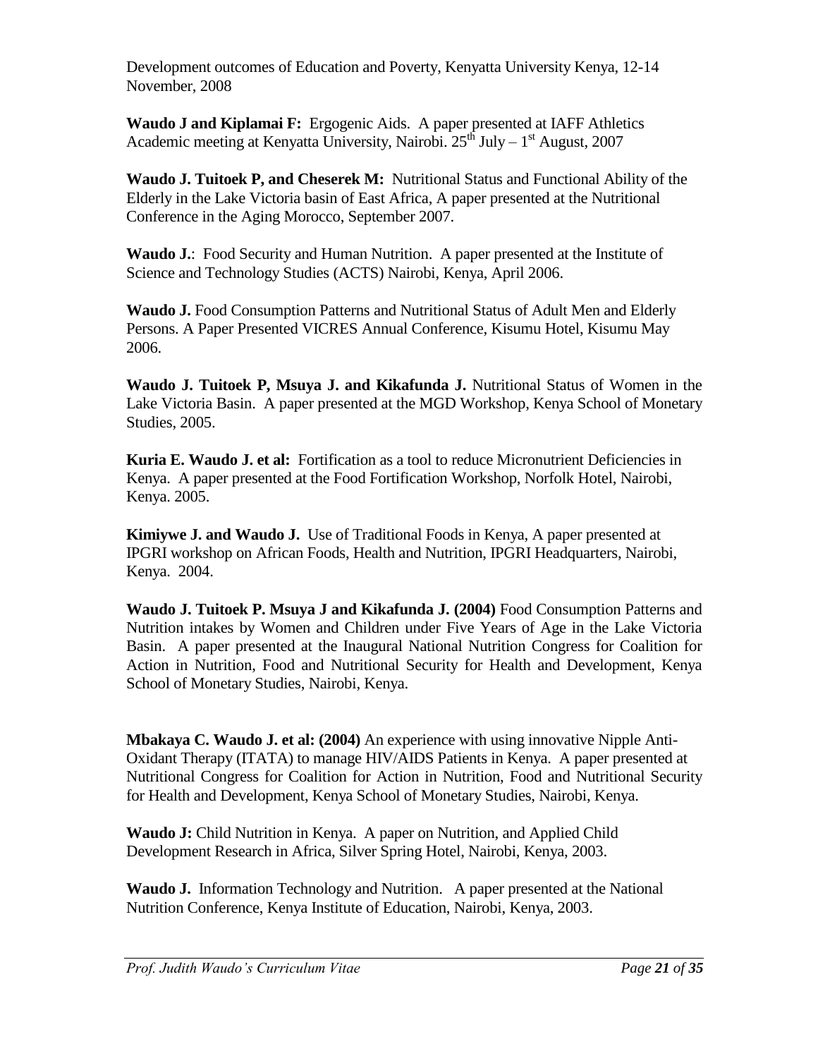Development outcomes of Education and Poverty, Kenyatta University Kenya, 12-14 November, 2008

**Waudo J and Kiplamai F:** Ergogenic Aids. A paper presented at IAFF Athletics Academic meeting at Kenyatta University, Nairobi. 25th July – 1st August, 2007

**Waudo J. Tuitoek P, and Cheserek M:** Nutritional Status and Functional Ability of the Elderly in the Lake Victoria basin of East Africa, A paper presented at the Nutritional Conference in the Aging Morocco, September 2007.

**Waudo J.**: Food Security and Human Nutrition. A paper presented at the Institute of Science and Technology Studies (ACTS) Nairobi, Kenya, April 2006.

**Waudo J.** Food Consumption Patterns and Nutritional Status of Adult Men and Elderly Persons. A Paper Presented VICRES Annual Conference, Kisumu Hotel, Kisumu May 2006.

**Waudo J. Tuitoek P, Msuya J. and Kikafunda J.** Nutritional Status of Women in the Lake Victoria Basin. A paper presented at the MGD Workshop, Kenya School of Monetary Studies, 2005.

**Kuria E. Waudo J. et al:** Fortification as a tool to reduce Micronutrient Deficiencies in Kenya. A paper presented at the Food Fortification Workshop, Norfolk Hotel, Nairobi, Kenya. 2005.

**Kimiywe J. and Waudo J.** Use of Traditional Foods in Kenya, A paper presented at IPGRI workshop on African Foods, Health and Nutrition, IPGRI Headquarters, Nairobi, Kenya. 2004.

**Waudo J. Tuitoek P. Msuya J and Kikafunda J. (2004)** Food Consumption Patterns and Nutrition intakes by Women and Children under Five Years of Age in the Lake Victoria Basin. A paper presented at the Inaugural National Nutrition Congress for Coalition for Action in Nutrition, Food and Nutritional Security for Health and Development, Kenya School of Monetary Studies, Nairobi, Kenya.

**Mbakaya C. Waudo J. et al: (2004)** An experience with using innovative Nipple Anti-Oxidant Therapy (ITATA) to manage HIV/AIDS Patients in Kenya. A paper presented at Nutritional Congress for Coalition for Action in Nutrition, Food and Nutritional Security for Health and Development, Kenya School of Monetary Studies, Nairobi, Kenya.

**Waudo J:** Child Nutrition in Kenya. A paper on Nutrition, and Applied Child Development Research in Africa, Silver Spring Hotel, Nairobi, Kenya, 2003.

**Waudo J.** Information Technology and Nutrition. A paper presented at the National Nutrition Conference, Kenya Institute of Education, Nairobi, Kenya, 2003.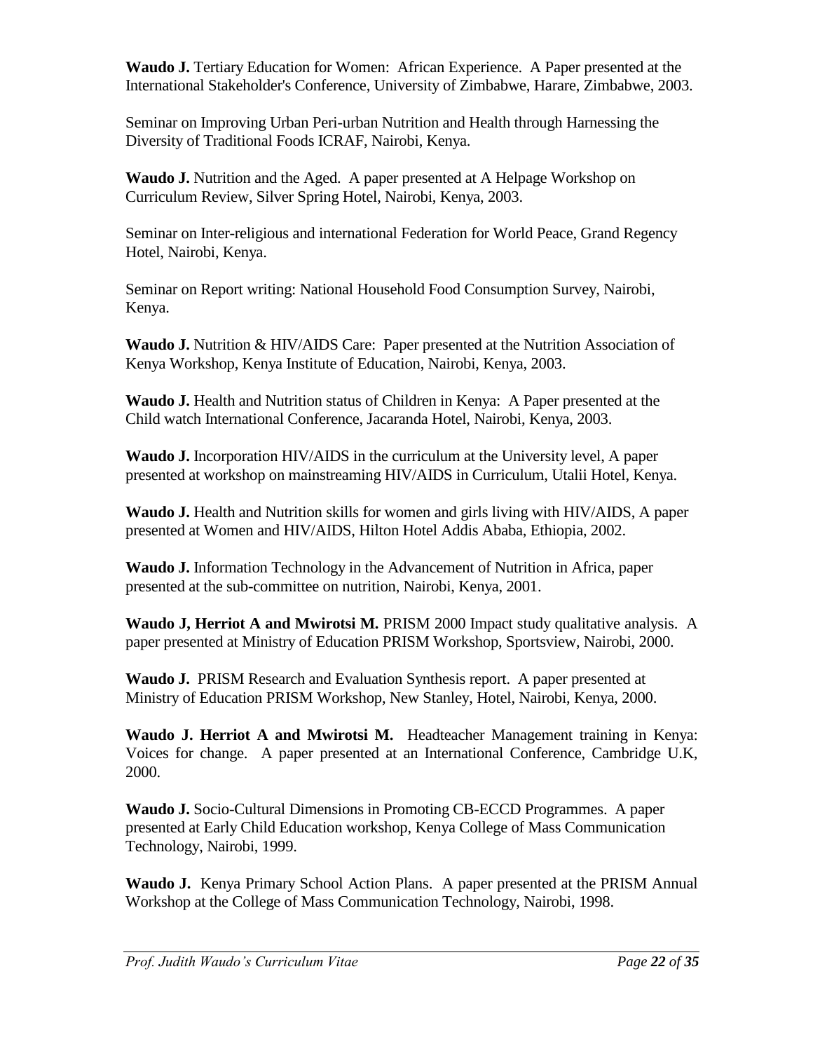**Waudo J.** Tertiary Education for Women: African Experience. A Paper presented at the International Stakeholder's Conference, University of Zimbabwe, Harare, Zimbabwe, 2003.

Seminar on Improving Urban Peri-urban Nutrition and Health through Harnessing the Diversity of Traditional Foods ICRAF, Nairobi, Kenya.

**Waudo J.** Nutrition and the Aged. A paper presented at A Helpage Workshop on Curriculum Review, Silver Spring Hotel, Nairobi, Kenya, 2003.

Seminar on Inter-religious and international Federation for World Peace, Grand Regency Hotel, Nairobi, Kenya.

Seminar on Report writing: National Household Food Consumption Survey, Nairobi, Kenya.

**Waudo J.** Nutrition & HIV/AIDS Care: Paper presented at the Nutrition Association of Kenya Workshop, Kenya Institute of Education, Nairobi, Kenya, 2003.

**Waudo J.** Health and Nutrition status of Children in Kenya: A Paper presented at the Child watch International Conference, Jacaranda Hotel, Nairobi, Kenya, 2003.

**Waudo J.** Incorporation HIV/AIDS in the curriculum at the University level, A paper presented at workshop on mainstreaming HIV/AIDS in Curriculum, Utalii Hotel, Kenya.

**Waudo J.** Health and Nutrition skills for women and girls living with HIV/AIDS, A paper presented at Women and HIV/AIDS, Hilton Hotel Addis Ababa, Ethiopia, 2002.

**Waudo J.** Information Technology in the Advancement of Nutrition in Africa, paper presented at the sub-committee on nutrition, Nairobi, Kenya, 2001.

**Waudo J, Herriot A and Mwirotsi M.** PRISM 2000 Impact study qualitative analysis. A paper presented at Ministry of Education PRISM Workshop, Sportsview, Nairobi, 2000.

**Waudo J.** PRISM Research and Evaluation Synthesis report. A paper presented at Ministry of Education PRISM Workshop, New Stanley, Hotel, Nairobi, Kenya, 2000.

**Waudo J. Herriot A and Mwirotsi M.** Headteacher Management training in Kenya: Voices for change. A paper presented at an International Conference, Cambridge U.K, 2000.

**Waudo J.** Socio-Cultural Dimensions in Promoting CB-ECCD Programmes. A paper presented at Early Child Education workshop, Kenya College of Mass Communication Technology, Nairobi, 1999.

**Waudo J.** Kenya Primary School Action Plans. A paper presented at the PRISM Annual Workshop at the College of Mass Communication Technology, Nairobi, 1998.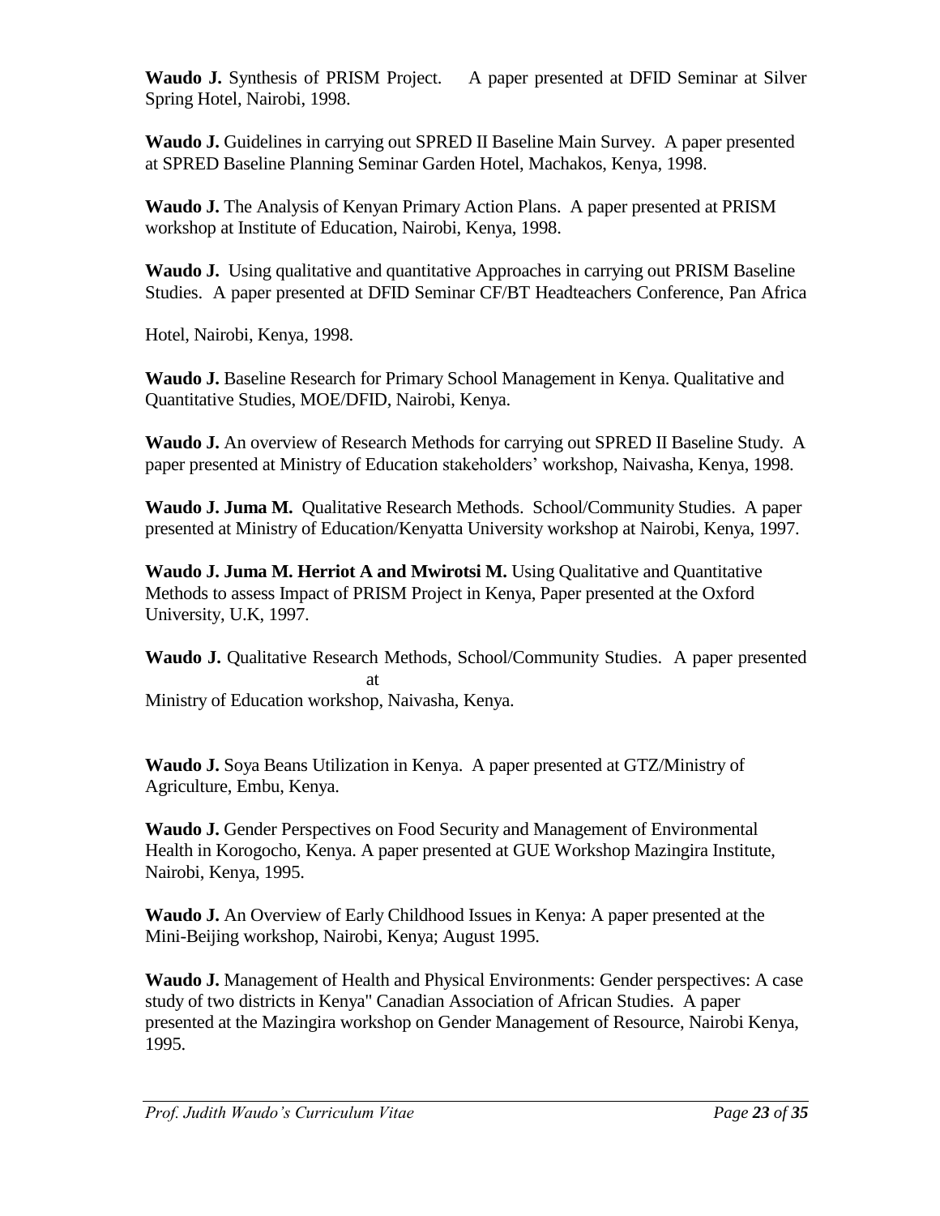**Waudo J.** Synthesis of PRISM Project. A paper presented at DFID Seminar at Silver Spring Hotel, Nairobi, 1998.

**Waudo J.** Guidelines in carrying out SPRED II Baseline Main Survey. A paper presented at SPRED Baseline Planning Seminar Garden Hotel, Machakos, Kenya, 1998.

**Waudo J.** The Analysis of Kenyan Primary Action Plans. A paper presented at PRISM workshop at Institute of Education, Nairobi, Kenya, 1998.

**Waudo J.** Using qualitative and quantitative Approaches in carrying out PRISM Baseline Studies. A paper presented at DFID Seminar CF/BT Headteachers Conference, Pan Africa

Hotel, Nairobi, Kenya, 1998.

**Waudo J.** Baseline Research for Primary School Management in Kenya. Qualitative and Quantitative Studies, MOE/DFID, Nairobi, Kenya.

**Waudo J.** An overview of Research Methods for carrying out SPRED II Baseline Study. A paper presented at Ministry of Education stakeholders' workshop, Naivasha, Kenya, 1998.

**Waudo J. Juma M.** Qualitative Research Methods. School/Community Studies. A paper presented at Ministry of Education/Kenyatta University workshop at Nairobi, Kenya, 1997.

**Waudo J. Juma M. Herriot A and Mwirotsi M.** Using Qualitative and Quantitative Methods to assess Impact of PRISM Project in Kenya, Paper presented at the Oxford University, U.K, 1997.

**Waudo J.** Qualitative Research Methods, School/Community Studies. A paper presented at

Ministry of Education workshop, Naivasha, Kenya.

**Waudo J.** Soya Beans Utilization in Kenya. A paper presented at GTZ/Ministry of Agriculture, Embu, Kenya.

**Waudo J.** Gender Perspectives on Food Security and Management of Environmental Health in Korogocho, Kenya. A paper presented at GUE Workshop Mazingira Institute, Nairobi, Kenya, 1995.

**Waudo J.** An Overview of Early Childhood Issues in Kenya: A paper presented at the Mini-Beijing workshop, Nairobi, Kenya; August 1995.

**Waudo J.** Management of Health and Physical Environments: Gender perspectives: A case study of two districts in Kenya" Canadian Association of African Studies. A paper presented at the Mazingira workshop on Gender Management of Resource, Nairobi Kenya, 1995.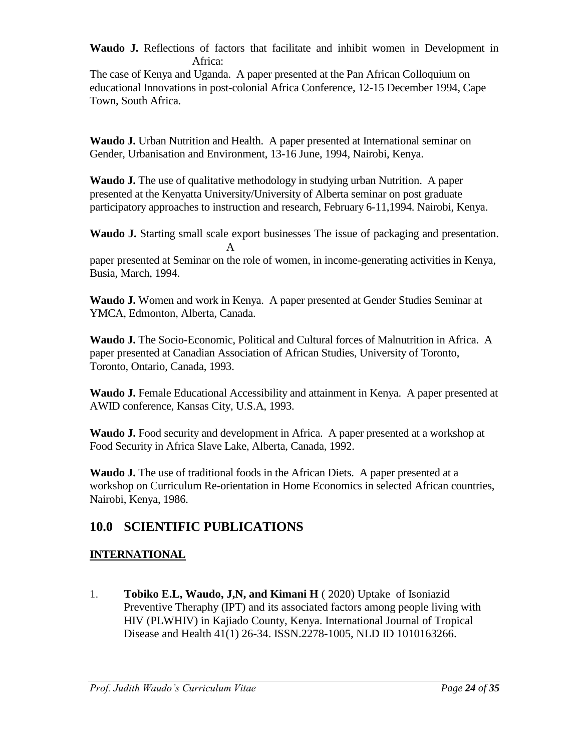**Waudo J.** Reflections of factors that facilitate and inhibit women in Development in Africa:
The case of Kenya and Uganda. A paper presented at the Pan African Colloquium on educational Innovations in post-colonial Africa Conference, 12-15 December 1994, Cape Town, South Africa.

**Waudo J.** Urban Nutrition and Health. A paper presented at International seminar on Gender, Urbanisation and Environment, 13-16 June, 1994, Nairobi, Kenya.

**Waudo J.** The use of qualitative methodology in studying urban Nutrition. A paper presented at the Kenyatta University/University of Alberta seminar on post graduate participatory approaches to instruction and research, February 6-11,1994. Nairobi, Kenya.

**Waudo J.** Starting small scale export businesses The issue of packaging and presentation. A
paper presented at Seminar on the role of women, in income-generating activities in Kenya, Busia, March, 1994.

**Waudo J.** Women and work in Kenya. A paper presented at Gender Studies Seminar at YMCA, Edmonton, Alberta, Canada.

**Waudo J.** The Socio-Economic, Political and Cultural forces of Malnutrition in Africa. A paper presented at Canadian Association of African Studies, University of Toronto, Toronto, Ontario, Canada, 1993.

**Waudo J.** Female Educational Accessibility and attainment in Kenya. A paper presented at AWID conference, Kansas City, U.S.A, 1993.

**Waudo J.** Food security and development in Africa. A paper presented at a workshop at Food Security in Africa Slave Lake, Alberta, Canada, 1992.

**Waudo J.** The use of traditional foods in the African Diets. A paper presented at a workshop on Curriculum Re-orientation in Home Economics in selected African countries, Nairobi, Kenya, 1986.

## 10.0 SCIENTIFIC PUBLICATIONS

### INTERNATIONAL

1. **Tobiko E.L, Waudo, J,N, and Kimani H** ( 2020) Uptake of Isoniazid Preventive Theraphy (IPT) and its associated factors among people living with HIV (PLWHIV) in Kajiado County, Kenya. International Journal of Tropical Disease and Health 41(1) 26-34. ISSN.2278-1005, NLD ID 1010163266.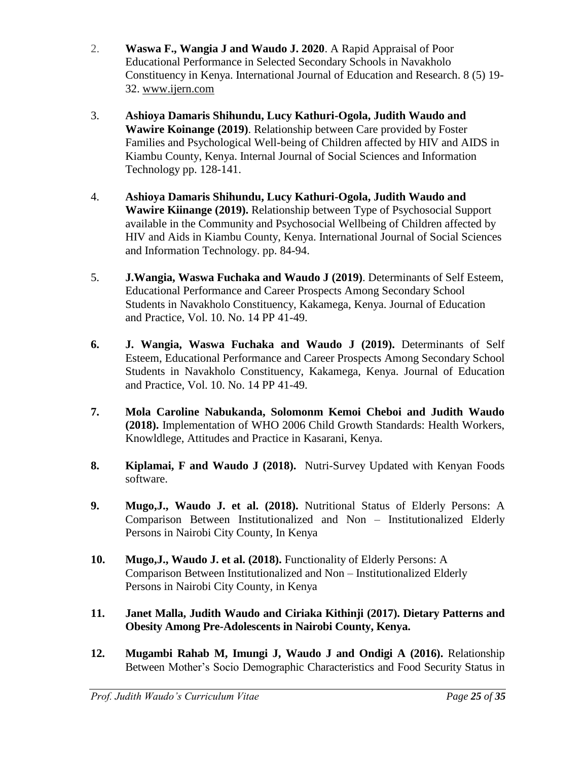2. **Waswa F., Wangia J and Waudo J. 2020**. A Rapid Appraisal of Poor Educational Performance in Selected Secondary Schools in Navakholo Constituency in Kenya. International Journal of Education and Research. 8 (5) 19-32. www.ijern.com

3. **Ashioya Damaris Shihundu, Lucy Kathuri-Ogola, Judith Waudo and Wawire Koinange (2019)**. Relationship between Care provided by Foster Families and Psychological Well-being of Children affected by HIV and AIDS in Kiambu County, Kenya. Internal Journal of Social Sciences and Information Technology pp. 128-141.

4. **Ashioya Damaris Shihundu, Lucy Kathuri-Ogola, Judith Waudo and Wawire Kiinange (2019).** Relationship between Type of Psychosocial Support available in the Community and Psychosocial Wellbeing of Children affected by HIV and Aids in Kiambu County, Kenya. International Journal of Social Sciences and Information Technology. pp. 84-94.

5. **J.Wangia, Waswa Fuchaka and Waudo J (2019)**. Determinants of Self Esteem, Educational Performance and Career Prospects Among Secondary School Students in Navakholo Constituency, Kakamega, Kenya. Journal of Education and Practice, Vol. 10. No. 14 PP 41-49.

6. **J. Wangia, Waswa Fuchaka and Waudo J (2019).** Determinants of Self Esteem, Educational Performance and Career Prospects Among Secondary School Students in Navakholo Constituency, Kakamega, Kenya. Journal of Education and Practice, Vol. 10. No. 14 PP 41-49.

7. **Mola Caroline Nabukanda, Solomonm Kemoi Cheboi and Judith Waudo (2018).** Implementation of WHO 2006 Child Growth Standards: Health Workers, Knowldlege, Attitudes and Practice in Kasarani, Kenya.

8. **Kiplamai, F and Waudo J (2018).** Nutri-Survey Updated with Kenyan Foods software.

9. **Mugo,J., Waudo J. et al. (2018).** Nutritional Status of Elderly Persons: A Comparison Between Institutionalized and Non – Institutionalized Elderly Persons in Nairobi City County, In Kenya

10. **Mugo,J., Waudo J. et al. (2018).** Functionality of Elderly Persons: A Comparison Between Institutionalized and Non – Institutionalized Elderly Persons in Nairobi City County, in Kenya

11. **Janet Malla, Judith Waudo and Ciriaka Kithinji (2017). Dietary Patterns and Obesity Among Pre-Adolescents in Nairobi County, Kenya.**

12. **Mugambi Rahab M, Imungi J, Waudo J and Ondigi A (2016).** Relationship Between Mother's Socio Demographic Characteristics and Food Security Status in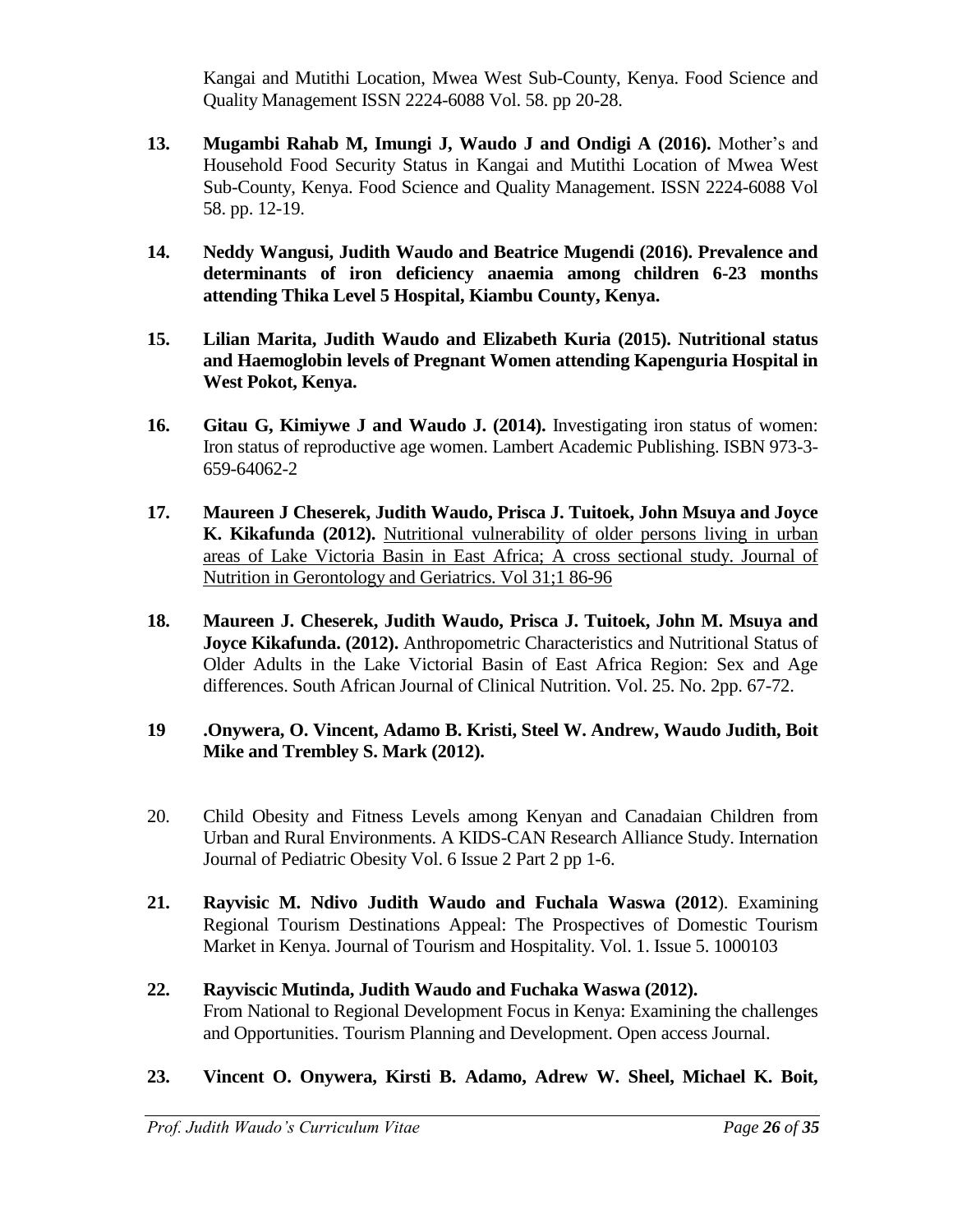Kangai and Mutithi Location, Mwea West Sub-County, Kenya. Food Science and Quality Management ISSN 2224-6088 Vol. 58. pp 20-28.

13. **Mugambi Rahab M, Imungi J, Waudo J and Ondigi A (2016).** Mother's and Household Food Security Status in Kangai and Mutithi Location of Mwea West Sub-County, Kenya. Food Science and Quality Management. ISSN 2224-6088 Vol 58. pp. 12-19.

14. **Neddy Wangusi, Judith Waudo and Beatrice Mugendi (2016). Prevalence and determinants of iron deficiency anaemia among children 6-23 months attending Thika Level 5 Hospital, Kiambu County, Kenya.**

15. **Lilian Marita, Judith Waudo and Elizabeth Kuria (2015). Nutritional status and Haemoglobin levels of Pregnant Women attending Kapenguria Hospital in West Pokot, Kenya.**

16. **Gitau G, Kimiywe J and Waudo J. (2014).** Investigating iron status of women: Iron status of reproductive age women. Lambert Academic Publishing. ISBN 973-3-659-64062-2

17. **Maureen J Cheserek, Judith Waudo, Prisca J. Tuitoek, John Msuya and Joyce K. Kikafunda (2012).** Nutritional vulnerability of older persons living in urban areas of Lake Victoria Basin in East Africa; A cross sectional study. Journal of Nutrition in Gerontology and Geriatrics. Vol 31;1 86-96

18. **Maureen J. Cheserek, Judith Waudo, Prisca J. Tuitoek, John M. Msuya and Joyce Kikafunda. (2012).** Anthropometric Characteristics and Nutritional Status of Older Adults in the Lake Victorial Basin of East Africa Region: Sex and Age differences. South African Journal of Clinical Nutrition. Vol. 25. No. 2pp. 67-72.

19 **.Onywera, O. Vincent, Adamo B. Kristi, Steel W. Andrew, Waudo Judith, Boit Mike and Trembley S. Mark (2012).**

20. Child Obesity and Fitness Levels among Kenyan and Canadaian Children from Urban and Rural Environments. A KIDS-CAN Research Alliance Study. Internation Journal of Pediatric Obesity Vol. 6 Issue 2 Part 2 pp 1-6.

21. **Rayvisic M. Ndivo Judith Waudo and Fuchala Waswa (2012**). Examining Regional Tourism Destinations Appeal: The Prospectives of Domestic Tourism Market in Kenya. Journal of Tourism and Hospitality. Vol. 1. Issue 5. 1000103

22. **Rayviscic Mutinda, Judith Waudo and Fuchaka Waswa (2012).**
From National to Regional Development Focus in Kenya: Examining the challenges and Opportunities. Tourism Planning and Development. Open access Journal.

23. **Vincent O. Onywera, Kirsti B. Adamo, Adrew W. Sheel, Michael K. Boit,**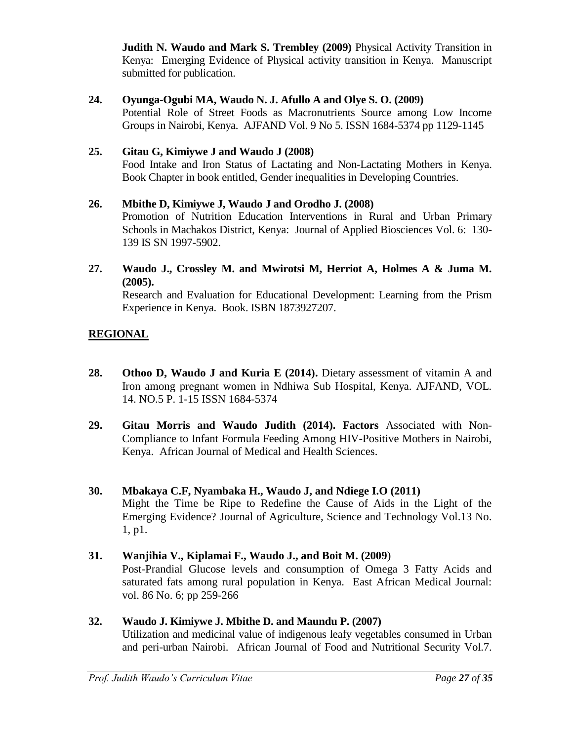**Judith N. Waudo and Mark S. Trembley (2009)** Physical Activity Transition in Kenya: Emerging Evidence of Physical activity transition in Kenya. Manuscript submitted for publication.

**24. Oyunga-Ogubi MA, Waudo N. J. Afullo A and Olye S. O. (2009)**
Potential Role of Street Foods as Macronutrients Source among Low Income Groups in Nairobi, Kenya. AJFAND Vol. 9 No 5. ISSN 1684-5374 pp 1129-1145

**25. Gitau G, Kimiywe J and Waudo J (2008)**
Food Intake and Iron Status of Lactating and Non-Lactating Mothers in Kenya. Book Chapter in book entitled, Gender inequalities in Developing Countries.

**26. Mbithe D, Kimiywe J, Waudo J and Orodho J. (2008)**
Promotion of Nutrition Education Interventions in Rural and Urban Primary Schools in Machakos District, Kenya: Journal of Applied Biosciences Vol. 6: 130-139 IS SN 1997-5902.

**27. Waudo J., Crossley M. and Mwirotsi M, Herriot A, Holmes A & Juma M. (2005).**
Research and Evaluation for Educational Development: Learning from the Prism Experience in Kenya. Book. ISBN 1873927207.

## REGIONAL

**28. Othoo D, Waudo J and Kuria E (2014).** Dietary assessment of vitamin A and Iron among pregnant women in Ndhiwa Sub Hospital, Kenya. AJFAND, VOL. 14. NO.5 P. 1-15 ISSN 1684-5374

**29. Gitau Morris and Waudo Judith (2014). Factors** Associated with Non-Compliance to Infant Formula Feeding Among HIV-Positive Mothers in Nairobi, Kenya. African Journal of Medical and Health Sciences.

**30. Mbakaya C.F, Nyambaka H., Waudo J, and Ndiege I.O (2011)**
Might the Time be Ripe to Redefine the Cause of Aids in the Light of the Emerging Evidence? Journal of Agriculture, Science and Technology Vol.13 No. 1, p1.

**31. Wanjihia V., Kiplamai F., Waudo J., and Boit M. (2009**)
Post-Prandial Glucose levels and consumption of Omega 3 Fatty Acids and saturated fats among rural population in Kenya. East African Medical Journal: vol. 86 No. 6; pp 259-266

**32. Waudo J. Kimiywe J. Mbithe D. and Maundu P. (2007)**
Utilization and medicinal value of indigenous leafy vegetables consumed in Urban and peri-urban Nairobi. African Journal of Food and Nutritional Security Vol.7.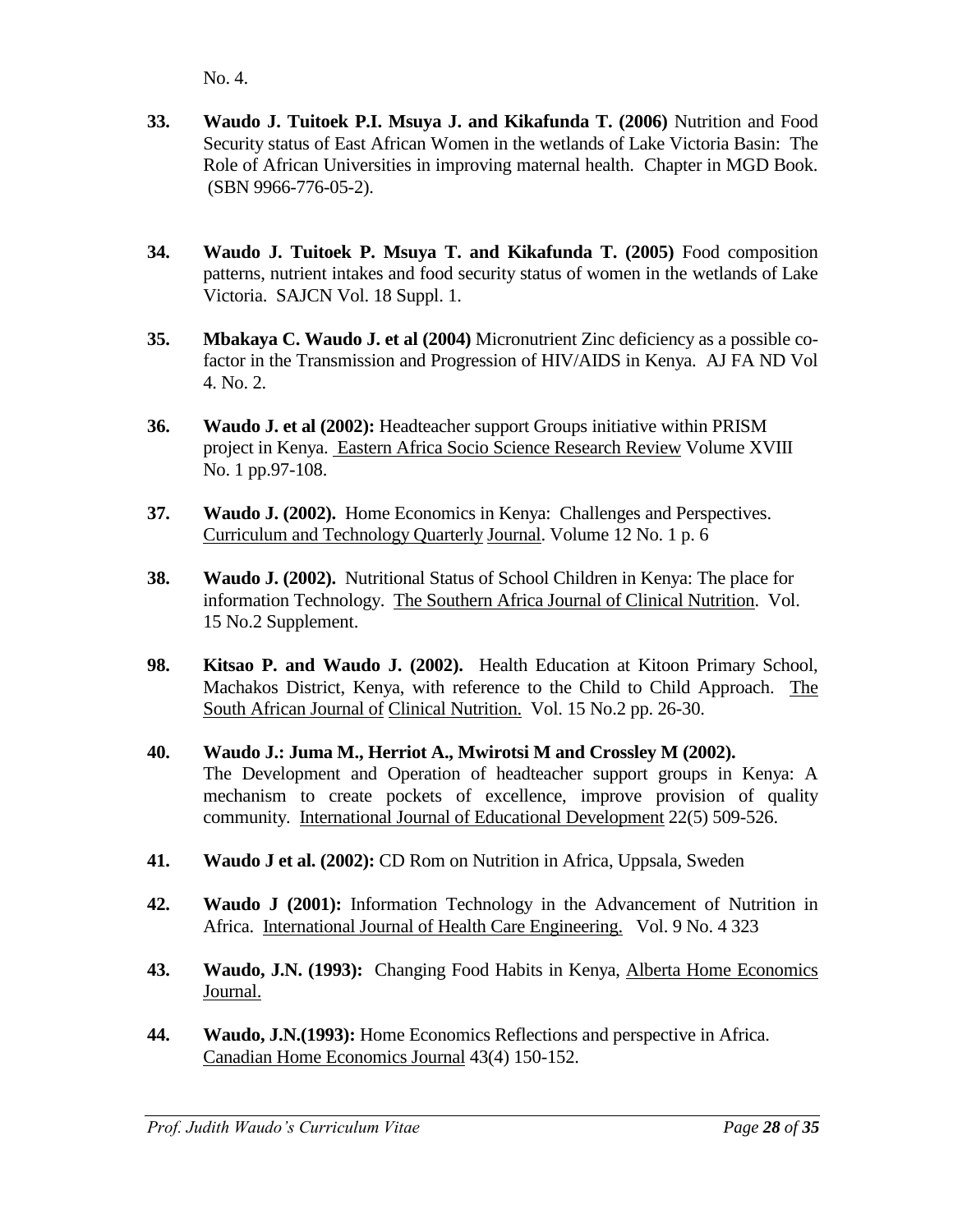No. 4.

33. **Waudo J. Tuitoek P.I. Msuya J. and Kikafunda T. (2006)** Nutrition and Food Security status of East African Women in the wetlands of Lake Victoria Basin: The Role of African Universities in improving maternal health. Chapter in MGD Book. (SBN 9966-776-05-2).

34. **Waudo J. Tuitoek P. Msuya T. and Kikafunda T. (2005)** Food composition patterns, nutrient intakes and food security status of women in the wetlands of Lake Victoria. SAJCN Vol. 18 Suppl. 1.

35. **Mbakaya C. Waudo J. et al (2004)** Micronutrient Zinc deficiency as a possible co-factor in the Transmission and Progression of HIV/AIDS in Kenya. AJ FA ND Vol 4. No. 2.

36. **Waudo J. et al (2002):** Headteacher support Groups initiative within PRISM project in Kenya. Eastern Africa Socio Science Research Review Volume XVIII No. 1 pp.97-108.

37. **Waudo J. (2002).** Home Economics in Kenya: Challenges and Perspectives. Curriculum and Technology Quarterly Journal. Volume 12 No. 1 p. 6

38. **Waudo J. (2002).** Nutritional Status of School Children in Kenya: The place for information Technology. The Southern Africa Journal of Clinical Nutrition. Vol. 15 No.2 Supplement.

98. **Kitsao P. and Waudo J. (2002).** Health Education at Kitoon Primary School, Machakos District, Kenya, with reference to the Child to Child Approach. The South African Journal of Clinical Nutrition. Vol. 15 No.2 pp. 26-30.

40. **Waudo J.: Juma M., Herriot A., Mwirotsi M and Crossley M (2002).** The Development and Operation of headteacher support groups in Kenya: A mechanism to create pockets of excellence, improve provision of quality community. International Journal of Educational Development 22(5) 509-526.

41. **Waudo J et al. (2002):** CD Rom on Nutrition in Africa, Uppsala, Sweden

42. **Waudo J (2001):** Information Technology in the Advancement of Nutrition in Africa. International Journal of Health Care Engineering. Vol. 9 No. 4 323

43. **Waudo, J.N. (1993):** Changing Food Habits in Kenya, Alberta Home Economics Journal.

44. **Waudo, J.N.(1993):** Home Economics Reflections and perspective in Africa. Canadian Home Economics Journal 43(4) 150-152.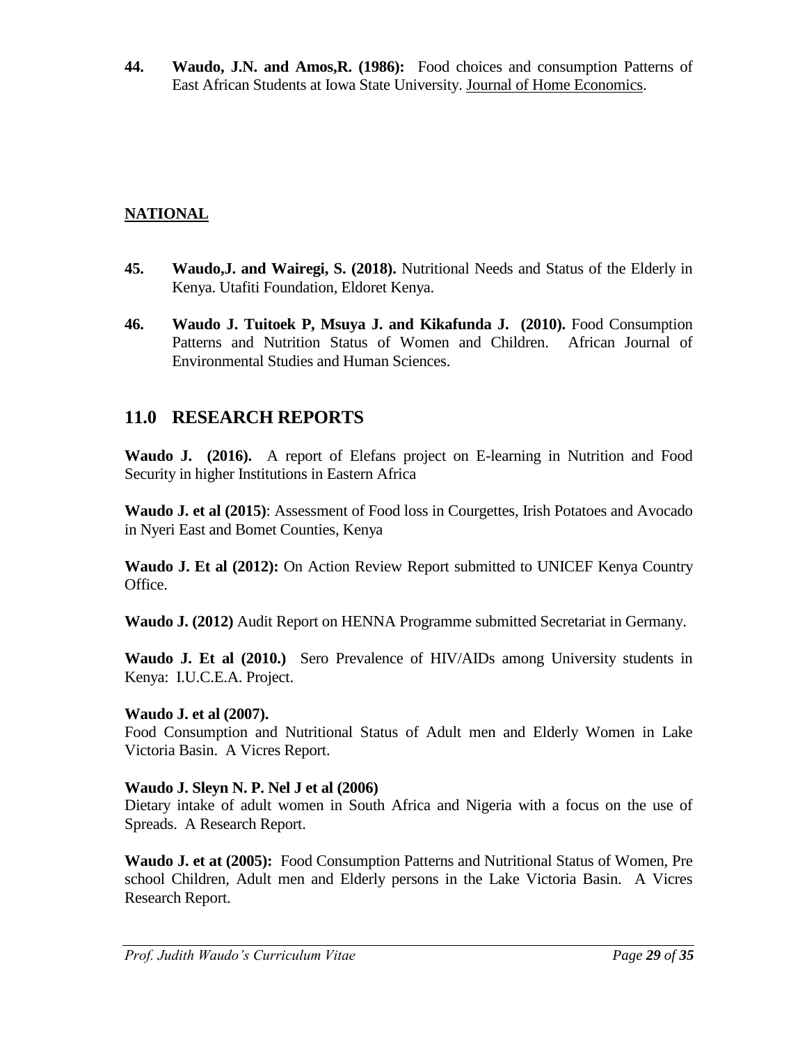**44.** **Waudo, J.N. and Amos,R. (1986):** Food choices and consumption Patterns of East African Students at Iowa State University. Journal of Home Economics.

**NATIONAL**

**45.** **Waudo,J. and Wairegi, S. (2018).** Nutritional Needs and Status of the Elderly in Kenya. Utafiti Foundation, Eldoret Kenya.

**46.** **Waudo J. Tuitoek P, Msuya J. and Kikafunda J. (2010).** Food Consumption Patterns and Nutrition Status of Women and Children. African Journal of Environmental Studies and Human Sciences.

## 11.0 RESEARCH REPORTS

**Waudo J. (2016).** A report of Elefans project on E-learning in Nutrition and Food Security in higher Institutions in Eastern Africa

**Waudo J. et al (2015)**: Assessment of Food loss in Courgettes, Irish Potatoes and Avocado in Nyeri East and Bomet Counties, Kenya

**Waudo J. Et al (2012):** On Action Review Report submitted to UNICEF Kenya Country Office.

**Waudo J. (2012)** Audit Report on HENNA Programme submitted Secretariat in Germany.

**Waudo J. Et al (2010.)** Sero Prevalence of HIV/AIDs among University students in Kenya: I.U.C.E.A. Project.

**Waudo J. et al (2007).**
Food Consumption and Nutritional Status of Adult men and Elderly Women in Lake Victoria Basin. A Vicres Report.

**Waudo J. Sleyn N. P. Nel J et al (2006)**
Dietary intake of adult women in South Africa and Nigeria with a focus on the use of Spreads. A Research Report.

**Waudo J. et at (2005):** Food Consumption Patterns and Nutritional Status of Women, Pre school Children, Adult men and Elderly persons in the Lake Victoria Basin. A Vicres Research Report.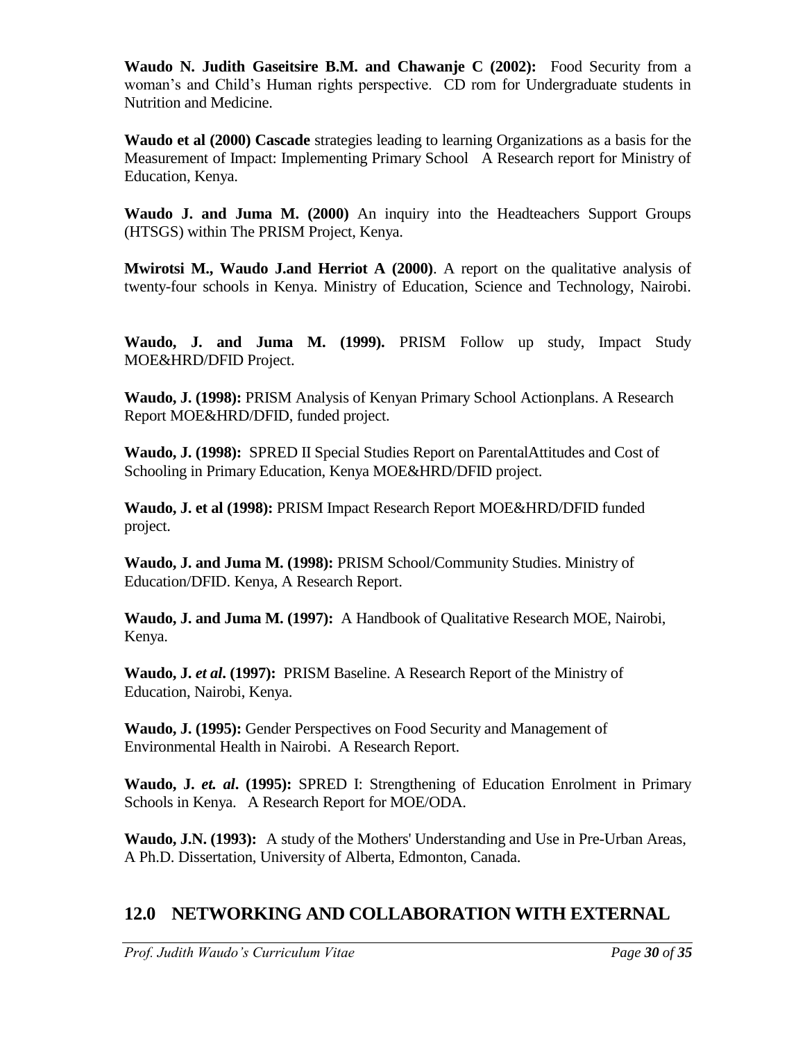**Waudo N. Judith Gaseitsire B.M. and Chawanje C (2002):** Food Security from a woman's and Child's Human rights perspective. CD rom for Undergraduate students in Nutrition and Medicine.

**Waudo et al (2000) Cascade** strategies leading to learning Organizations as a basis for the Measurement of Impact: Implementing Primary School A Research report for Ministry of Education, Kenya.

**Waudo J. and Juma M. (2000)** An inquiry into the Headteachers Support Groups (HTSGS) within The PRISM Project, Kenya.

**Mwirotsi M., Waudo J.and Herriot A (2000)**. A report on the qualitative analysis of twenty-four schools in Kenya. Ministry of Education, Science and Technology, Nairobi.

**Waudo, J. and Juma M. (1999).** PRISM Follow up study, Impact Study MOE&HRD/DFID Project.

**Waudo, J. (1998):** PRISM Analysis of Kenyan Primary School Actionplans. A Research Report MOE&HRD/DFID, funded project.

**Waudo, J. (1998):** SPRED II Special Studies Report on ParentalAttitudes and Cost of Schooling in Primary Education, Kenya MOE&HRD/DFID project.

**Waudo, J. et al (1998):** PRISM Impact Research Report MOE&HRD/DFID funded project.

**Waudo, J. and Juma M. (1998):** PRISM School/Community Studies. Ministry of Education/DFID. Kenya, A Research Report.

**Waudo, J. and Juma M. (1997):** A Handbook of Qualitative Research MOE, Nairobi, Kenya.

**Waudo, J. *et al*. (1997):** PRISM Baseline. A Research Report of the Ministry of Education, Nairobi, Kenya.

**Waudo, J. (1995):** Gender Perspectives on Food Security and Management of Environmental Health in Nairobi. A Research Report.

**Waudo, J. *et. al*. (1995):** SPRED I: Strengthening of Education Enrolment in Primary Schools in Kenya. A Research Report for MOE/ODA.

**Waudo, J.N. (1993):** A study of the Mothers' Understanding and Use in Pre-Urban Areas, A Ph.D. Dissertation, University of Alberta, Edmonton, Canada.

## 12.0 NETWORKING AND COLLABORATION WITH EXTERNAL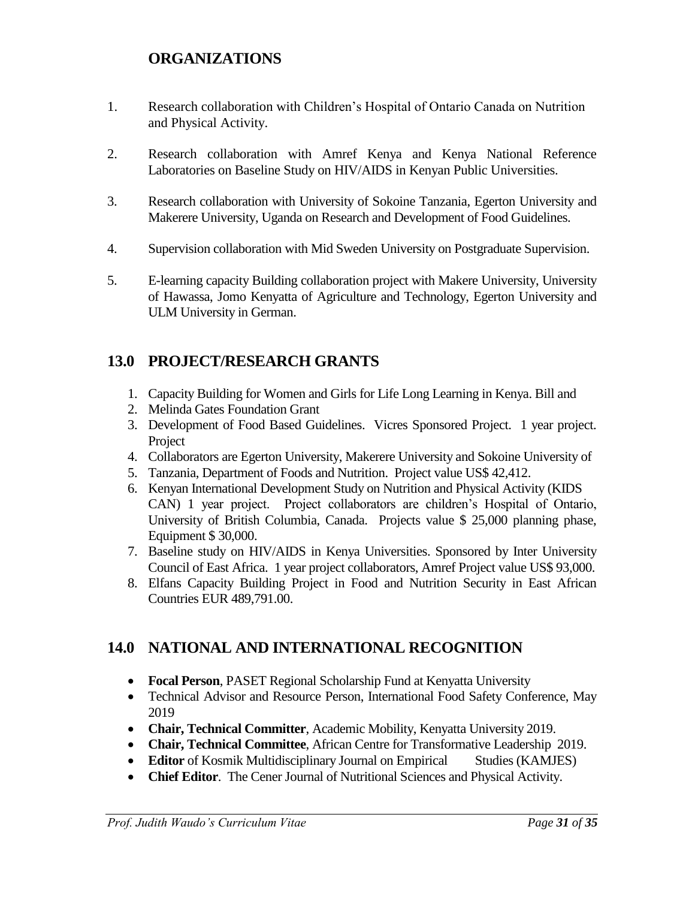## ORGANIZATIONS

1. Research collaboration with Children's Hospital of Ontario Canada on Nutrition and Physical Activity.
2. Research collaboration with Amref Kenya and Kenya National Reference Laboratories on Baseline Study on HIV/AIDS in Kenyan Public Universities.
3. Research collaboration with University of Sokoine Tanzania, Egerton University and Makerere University, Uganda on Research and Development of Food Guidelines.
4. Supervision collaboration with Mid Sweden University on Postgraduate Supervision.
5. E-learning capacity Building collaboration project with Makere University, University of Hawassa, Jomo Kenyatta of Agriculture and Technology, Egerton University and ULM University in German.

## 13.0 PROJECT/RESEARCH GRANTS

1. Capacity Building for Women and Girls for Life Long Learning in Kenya. Bill and
2. Melinda Gates Foundation Grant
3. Development of Food Based Guidelines. Vicres Sponsored Project. 1 year project. Project
4. Collaborators are Egerton University, Makerere University and Sokoine University of
5. Tanzania, Department of Foods and Nutrition. Project value US$ 42,412.
6. Kenyan International Development Study on Nutrition and Physical Activity (KIDS CAN) 1 year project. Project collaborators are children's Hospital of Ontario, University of British Columbia, Canada. Projects value $ 25,000 planning phase, Equipment $ 30,000.
7. Baseline study on HIV/AIDS in Kenya Universities. Sponsored by Inter University Council of East Africa. 1 year project collaborators, Amref Project value US$ 93,000.
8. Elfans Capacity Building Project in Food and Nutrition Security in East African Countries EUR 489,791.00.

## 14.0 NATIONAL AND INTERNATIONAL RECOGNITION

- **Focal Person**, PASET Regional Scholarship Fund at Kenyatta University
- Technical Advisor and Resource Person, International Food Safety Conference, May 2019
- **Chair, Technical Committer**, Academic Mobility, Kenyatta University 2019.
- **Chair, Technical Committee**, African Centre for Transformative Leadership 2019.
- **Editor** of Kosmik Multidisciplinary Journal on Empirical Studies (KAMJES)
- **Chief Editor**. The Cener Journal of Nutritional Sciences and Physical Activity.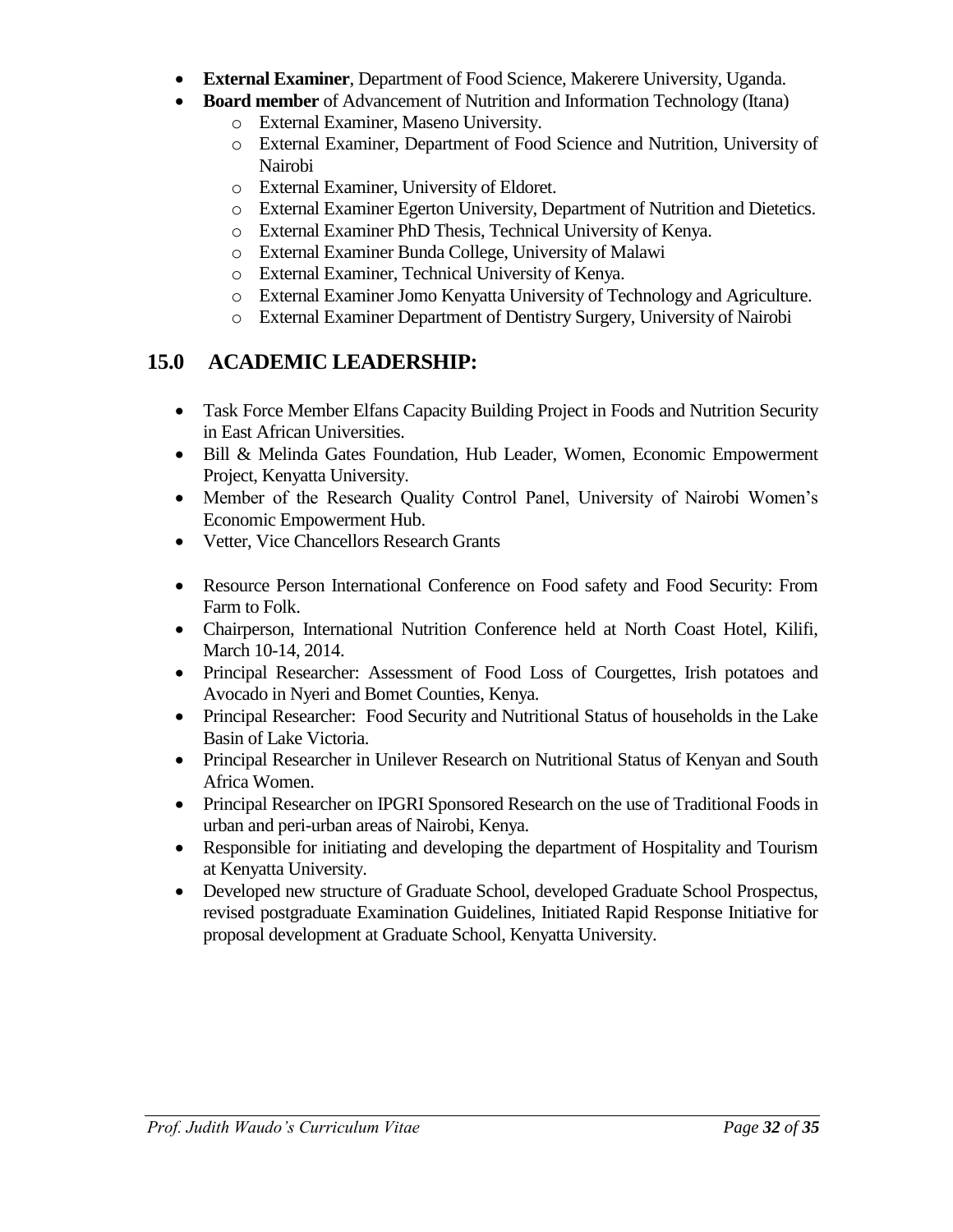- **External Examiner**, Department of Food Science, Makerere University, Uganda.
- **Board member** of Advancement of Nutrition and Information Technology (Itana)
    - External Examiner, Maseno University.
    - External Examiner, Department of Food Science and Nutrition, University of Nairobi
    - External Examiner, University of Eldoret.
    - External Examiner Egerton University, Department of Nutrition and Dietetics.
    - External Examiner PhD Thesis, Technical University of Kenya.
    - External Examiner Bunda College, University of Malawi
    - External Examiner, Technical University of Kenya.
    - External Examiner Jomo Kenyatta University of Technology and Agriculture.
    - External Examiner Department of Dentistry Surgery, University of Nairobi

## 15.0 ACADEMIC LEADERSHIP:

- Task Force Member Elfans Capacity Building Project in Foods and Nutrition Security in East African Universities.
- Bill & Melinda Gates Foundation, Hub Leader, Women, Economic Empowerment Project, Kenyatta University.
- Member of the Research Quality Control Panel, University of Nairobi Women's Economic Empowerment Hub.
- Vetter, Vice Chancellors Research Grants

- Resource Person International Conference on Food safety and Food Security: From Farm to Folk.
- Chairperson, International Nutrition Conference held at North Coast Hotel, Kilifi, March 10-14, 2014.
- Principal Researcher: Assessment of Food Loss of Courgettes, Irish potatoes and Avocado in Nyeri and Bomet Counties, Kenya.
- Principal Researcher: Food Security and Nutritional Status of households in the Lake Basin of Lake Victoria.
- Principal Researcher in Unilever Research on Nutritional Status of Kenyan and South Africa Women.
- Principal Researcher on IPGRI Sponsored Research on the use of Traditional Foods in urban and peri-urban areas of Nairobi, Kenya.
- Responsible for initiating and developing the department of Hospitality and Tourism at Kenyatta University.
- Developed new structure of Graduate School, developed Graduate School Prospectus, revised postgraduate Examination Guidelines, Initiated Rapid Response Initiative for proposal development at Graduate School, Kenyatta University.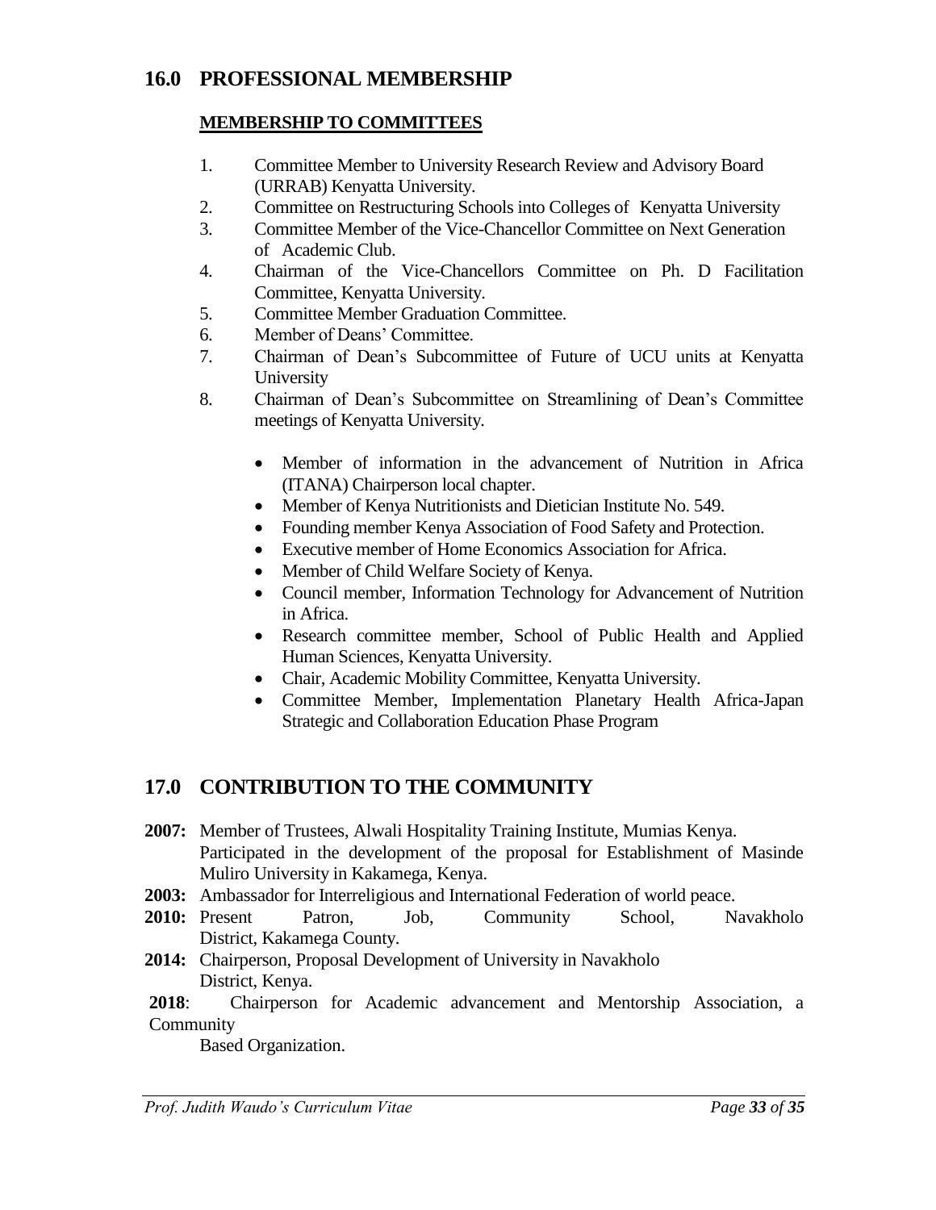## 16.0 PROFESSIONAL MEMBERSHIP

### MEMBERSHIP TO COMMITTEES

1. Committee Member to University Research Review and Advisory Board (URRAB) Kenyatta University.
2. Committee on Restructuring Schools into Colleges of Kenyatta University
3. Committee Member of the Vice-Chancellor Committee on Next Generation of Academic Club.
4. Chairman of the Vice-Chancellors Committee on Ph. D Facilitation Committee, Kenyatta University.
5. Committee Member Graduation Committee.
6. Member of Deans' Committee.
7. Chairman of Dean's Subcommittee of Future of UCU units at Kenyatta University
8. Chairman of Dean's Subcommittee on Streamlining of Dean's Committee meetings of Kenyatta University.

    - Member of information in the advancement of Nutrition in Africa (ITANA) Chairperson local chapter.
    - Member of Kenya Nutritionists and Dietician Institute No. 549.
    - Founding member Kenya Association of Food Safety and Protection.
    - Executive member of Home Economics Association for Africa.
    - Member of Child Welfare Society of Kenya.
    - Council member, Information Technology for Advancement of Nutrition in Africa.
    - Research committee member, School of Public Health and Applied Human Sciences, Kenyatta University.
    - Chair, Academic Mobility Committee, Kenyatta University.
    - Committee Member, Implementation Planetary Health Africa-Japan Strategic and Collaboration Education Phase Program

## 17.0 CONTRIBUTION TO THE COMMUNITY

**2007:** Member of Trustees, Alwali Hospitality Training Institute, Mumias Kenya. Participated in the development of the proposal for Establishment of Masinde Muliro University in Kakamega, Kenya.

**2003:** Ambassador for Interreligious and International Federation of world peace.

**2010:** Present Patron, Job, Community School, Navakholo District, Kakamega County.

**2014:** Chairperson, Proposal Development of University in Navakholo District, Kenya.

**2018**: Chairperson for Academic advancement and Mentorship Association, a Community Based Organization.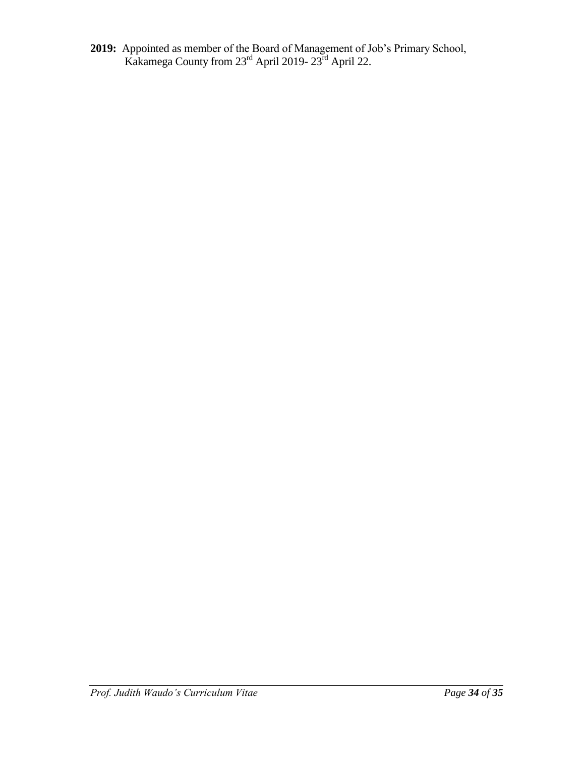**2019:** Appointed as member of the Board of Management of Job's Primary School, Kakamega County from 23rd April 2019- 23rd April 22.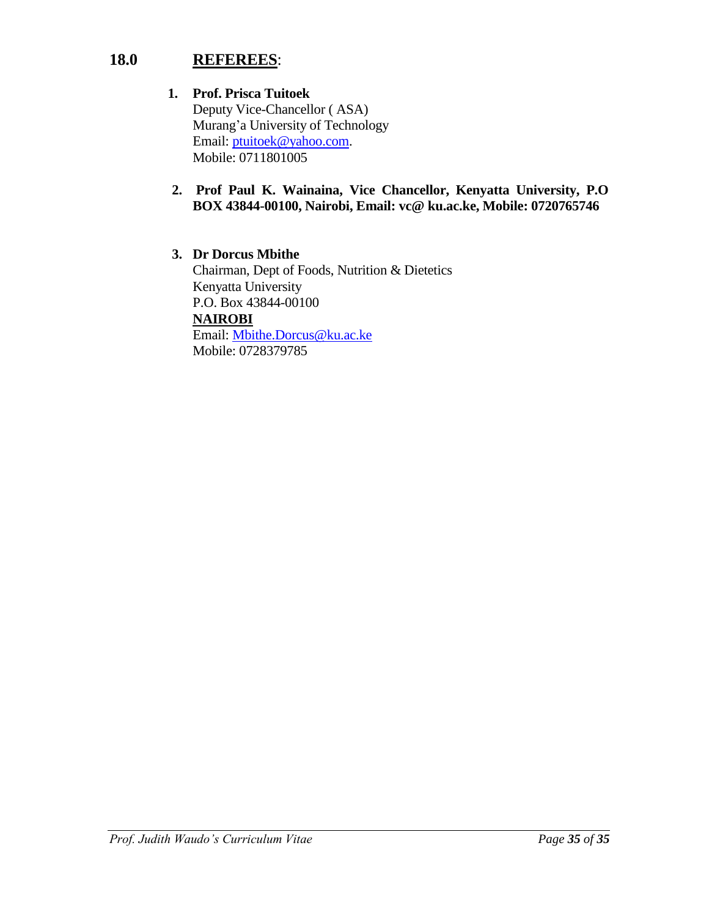## 18.0 REFEREES:

1. **Prof. Prisca Tuitoek**
   Deputy Vice-Chancellor ( ASA)
   Murang'a University of Technology
   Email: ptuitoek@yahoo.com.
   Mobile: 0711801005

2. **Prof Paul K. Wainaina, Vice Chancellor, Kenyatta University, P.O BOX 43844-00100, Nairobi, Email: vc@ ku.ac.ke, Mobile: 0720765746**

3. **Dr Dorcus Mbithe**
   Chairman, Dept of Foods, Nutrition & Dietetics
   Kenyatta University
   P.O. Box 43844-00100
   **NAIROBI**
   Email: Mbithe.Dorcus@ku.ac.ke
   Mobile: 0728379785